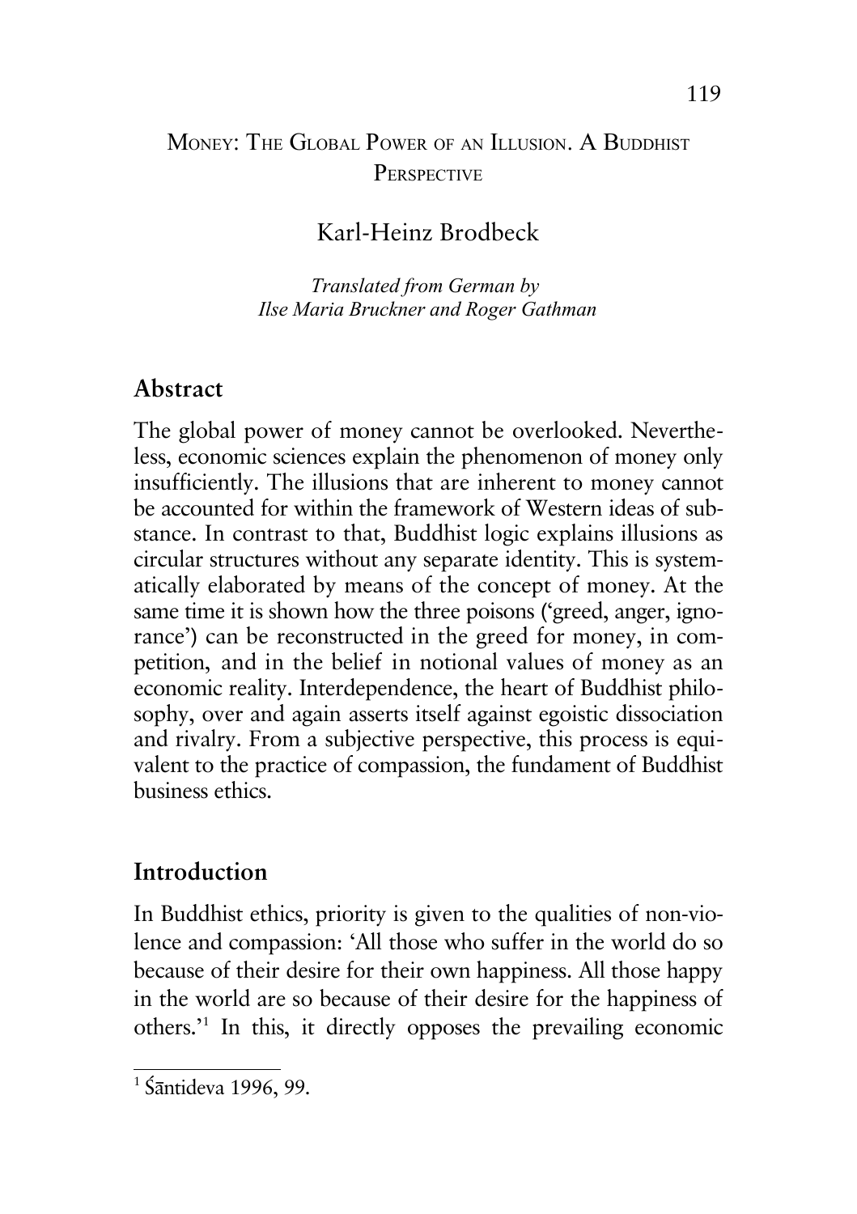# Money: The Global Power of an Illusion. A Buddhist Perspective

## Karl-Heinz Brodbeck

*Translated from German by*
*Ilse Maria Bruckner and Roger Gathman*

## Abstract

The global power of money cannot be overlooked. Nevertheless, economic sciences explain the phenomenon of money only insufficiently. The illusions that are inherent to money cannot be accounted for within the framework of Western ideas of substance. In contrast to that, Buddhist logic explains illusions as circular structures without any separate identity. This is systematically elaborated by means of the concept of money. At the same time it is shown how the three poisons ('greed, anger, ignorance') can be reconstructed in the greed for money, in competition, and in the belief in notional values of money as an economic reality. Interdependence, the heart of Buddhist philosophy, over and again asserts itself against egoistic dissociation and rivalry. From a subjective perspective, this process is equivalent to the practice of compassion, the fundament of Buddhist business ethics.

## Introduction

In Buddhist ethics, priority is given to the qualities of non-violence and compassion: 'All those who suffer in the world do so because of their desire for their own happiness. All those happy in the world are so because of their desire for the happiness of others.'[1] In this, it directly opposes the prevailing economic

[1] Śāntideva 1996, 99.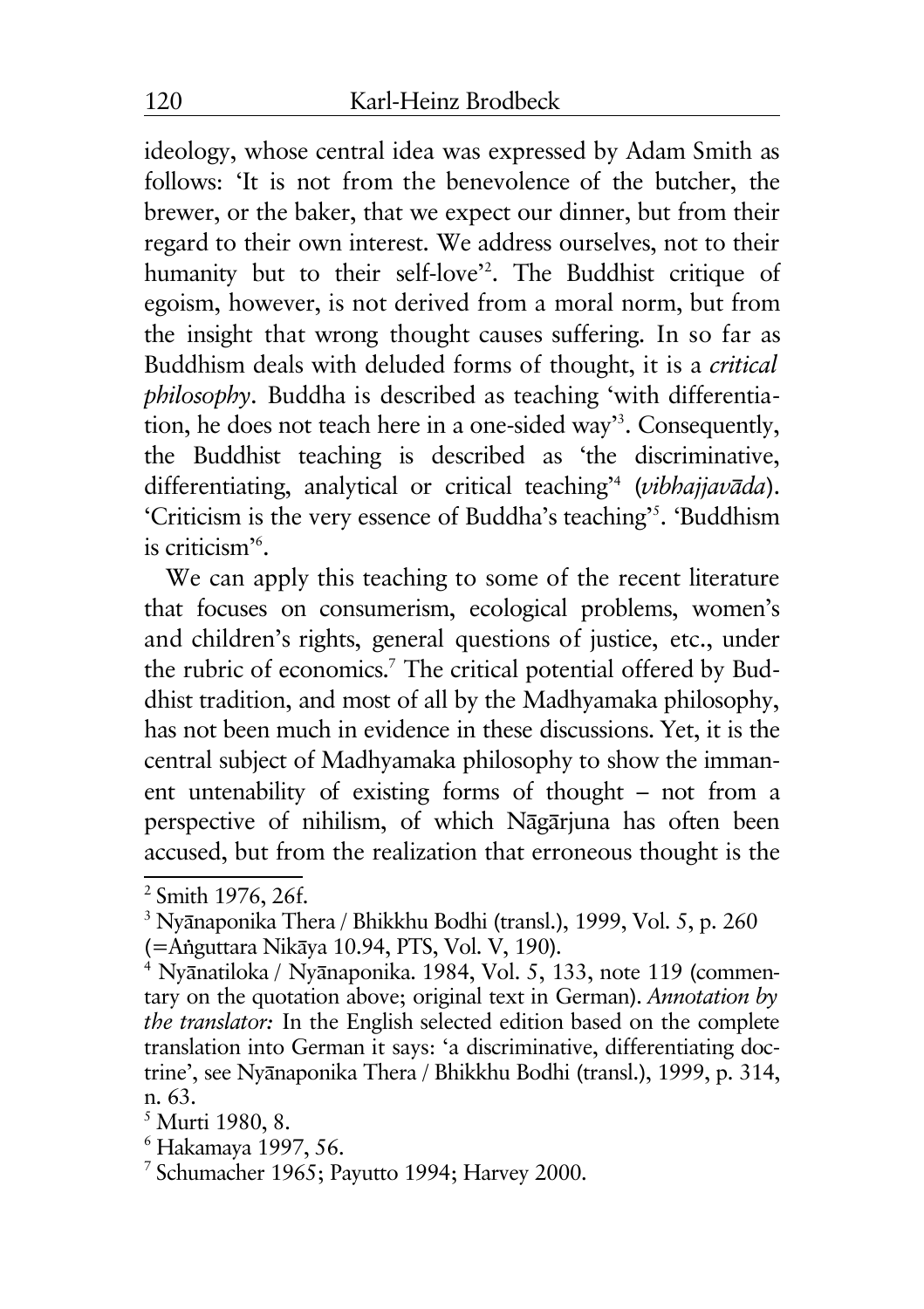ideology, whose central idea was expressed by Adam Smith as follows: 'It is not from the benevolence of the butcher, the brewer, or the baker, that we expect our dinner, but from their regard to their own interest. We address ourselves, not to their humanity but to their self-love'[2]. The Buddhist critique of egoism, however, is not derived from a moral norm, but from the insight that wrong thought causes suffering. In so far as Buddhism deals with deluded forms of thought, it is a *critical philosophy*. Buddha is described as teaching 'with differentiation, he does not teach here in a one-sided way'[3]. Consequently, the Buddhist teaching is described as 'the discriminative, differentiating, analytical or critical teaching'[4] (*vibhajjavāda*). 'Criticism is the very essence of Buddha's teaching'[5]. 'Buddhism is criticism'[6].

We can apply this teaching to some of the recent literature that focuses on consumerism, ecological problems, women's and children's rights, general questions of justice, etc., under the rubric of economics.[7] The critical potential offered by Buddhist tradition, and most of all by the Madhyamaka philosophy, has not been much in evidence in these discussions. Yet, it is the central subject of Madhyamaka philosophy to show the immanent untenability of existing forms of thought – not from a perspective of nihilism, of which Nāgārjuna has often been accused, but from the realization that erroneous thought is the

---

[2] Smith 1976, 26f.

[3] Nyānaponika Thera / Bhikkhu Bodhi (transl.), 1999, Vol. 5, p. 260 (=Aṅguttara Nikāya 10.94, PTS, Vol. V, 190).

[4] Nyānatiloka / Nyānaponika. 1984, Vol. 5, 133, note 119 (commentary on the quotation above; original text in German). *Annotation by the translator:* In the English selected edition based on the complete translation into German it says: 'a discriminative, differentiating doctrine', see Nyānaponika Thera / Bhikkhu Bodhi (transl.), 1999, p. 314, n. 63.

[5] Murti 1980, 8.

[6] Hakamaya 1997, 56.

[7] Schumacher 1965; Payutto 1994; Harvey 2000.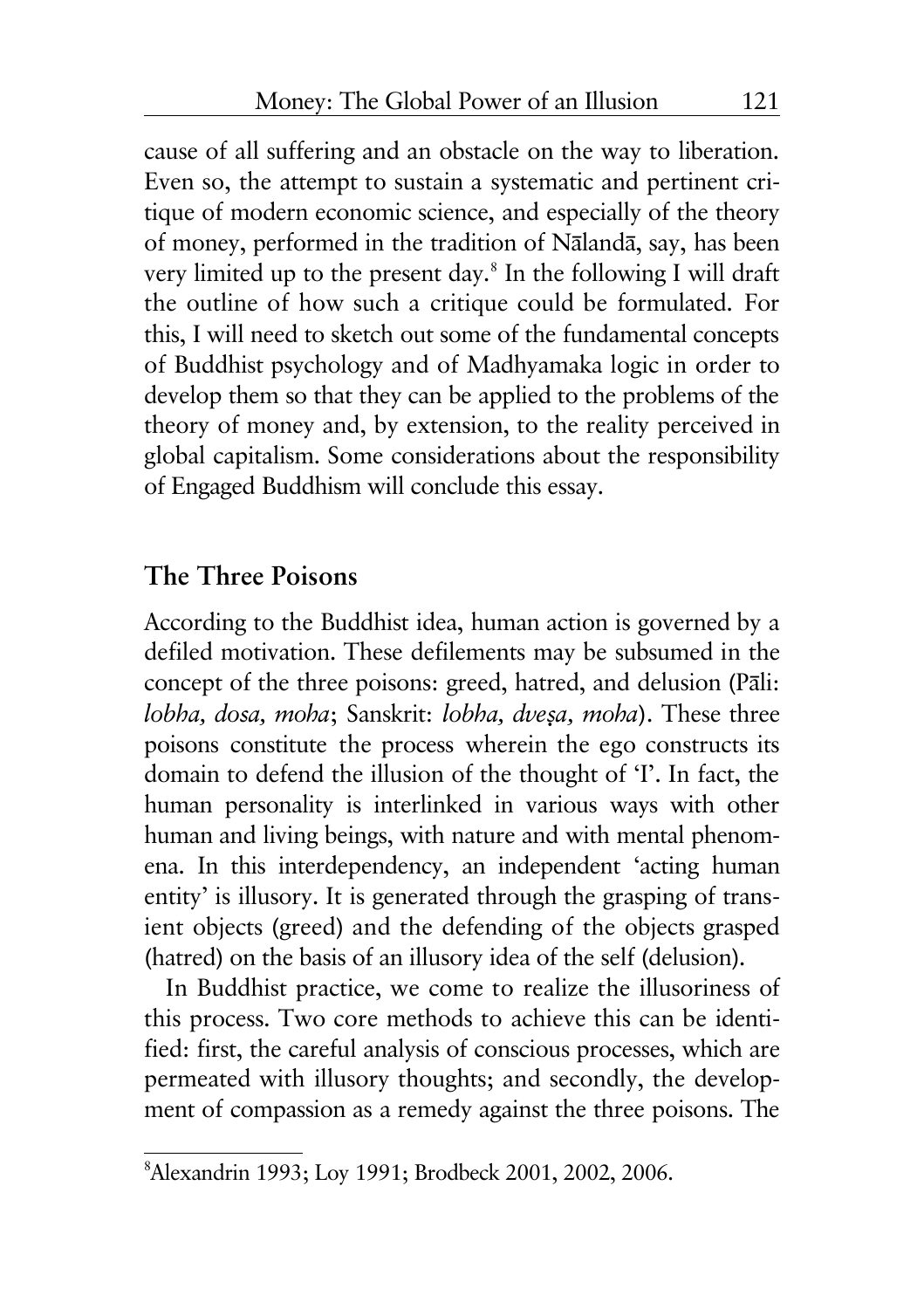cause of all suffering and an obstacle on the way to liberation. Even so, the attempt to sustain a systematic and pertinent critique of modern economic science, and especially of the theory of money, performed in the tradition of Nālandā, say, has been very limited up to the present day.[8] In the following I will draft the outline of how such a critique could be formulated. For this, I will need to sketch out some of the fundamental concepts of Buddhist psychology and of Madhyamaka logic in order to develop them so that they can be applied to the problems of the theory of money and, by extension, to the reality perceived in global capitalism. Some considerations about the responsibility of Engaged Buddhism will conclude this essay.

## The Three Poisons

According to the Buddhist idea, human action is governed by a defiled motivation. These defilements may be subsumed in the concept of the three poisons: greed, hatred, and delusion (Pāli: *lobha, dosa, moha*; Sanskrit: *lobha, dveṣa, moha*). These three poisons constitute the process wherein the ego constructs its domain to defend the illusion of the thought of 'I'. In fact, the human personality is interlinked in various ways with other human and living beings, with nature and with mental phenomena. In this interdependency, an independent 'acting human entity' is illusory. It is generated through the grasping of transient objects (greed) and the defending of the objects grasped (hatred) on the basis of an illusory idea of the self (delusion).

In Buddhist practice, we come to realize the illusoriness of this process. Two core methods to achieve this can be identified: first, the careful analysis of conscious processes, which are permeated with illusory thoughts; and secondly, the development of compassion as a remedy against the three poisons. The

[8] Alexandrin 1993; Loy 1991; Brodbeck 2001, 2002, 2006.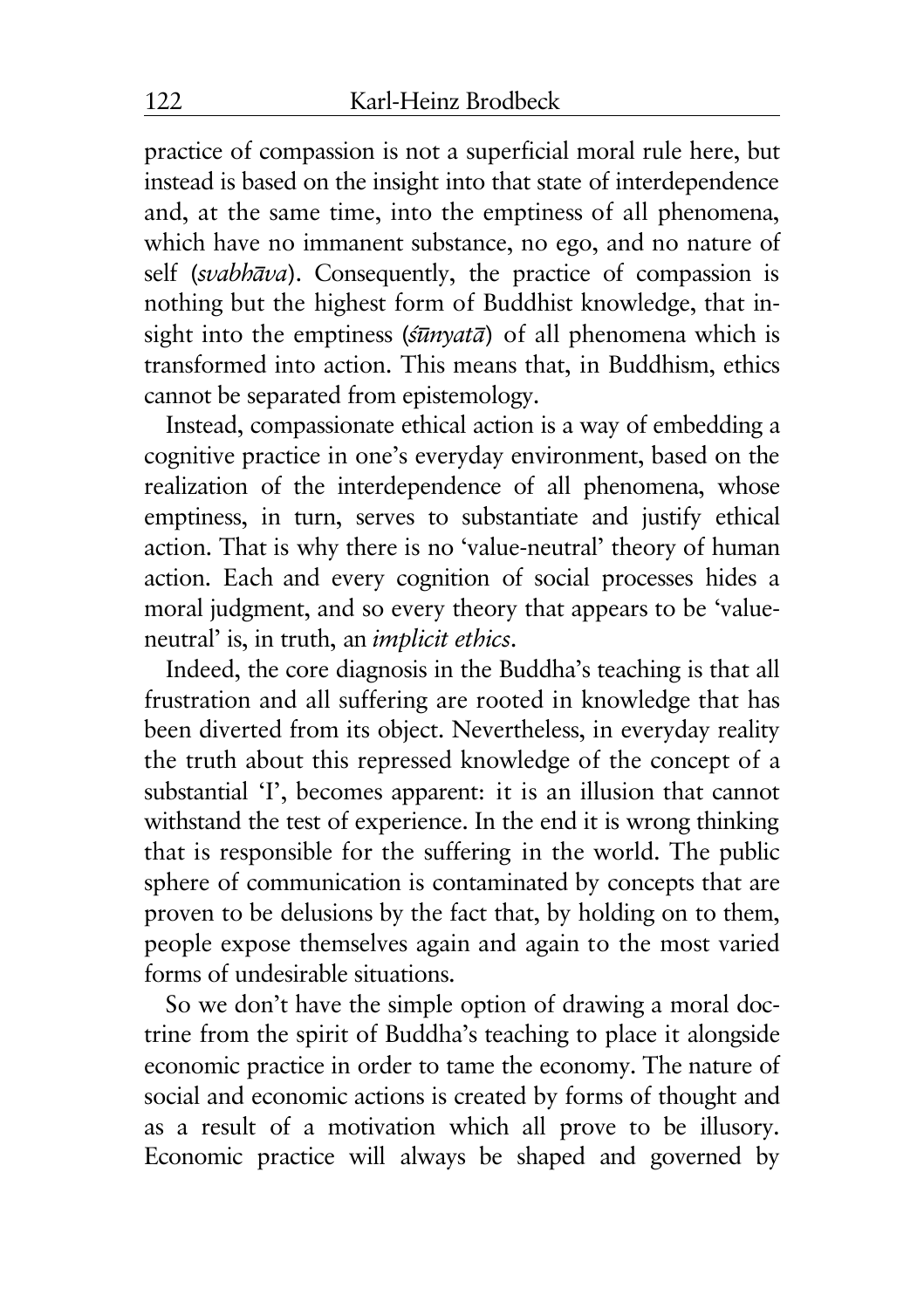practice of compassion is not a superficial moral rule here, but instead is based on the insight into that state of interdependence and, at the same time, into the emptiness of all phenomena, which have no immanent substance, no ego, and no nature of self (*svabhāva*). Consequently, the practice of compassion is nothing but the highest form of Buddhist knowledge, that insight into the emptiness (*śūnyatā*) of all phenomena which is transformed into action. This means that, in Buddhism, ethics cannot be separated from epistemology.

Instead, compassionate ethical action is a way of embedding a cognitive practice in one's everyday environment, based on the realization of the interdependence of all phenomena, whose emptiness, in turn, serves to substantiate and justify ethical action. That is why there is no 'value-neutral' theory of human action. Each and every cognition of social processes hides a moral judgment, and so every theory that appears to be 'value-neutral' is, in truth, an *implicit ethics*.

Indeed, the core diagnosis in the Buddha's teaching is that all frustration and all suffering are rooted in knowledge that has been diverted from its object. Nevertheless, in everyday reality the truth about this repressed knowledge of the concept of a substantial 'I', becomes apparent: it is an illusion that cannot withstand the test of experience. In the end it is wrong thinking that is responsible for the suffering in the world. The public sphere of communication is contaminated by concepts that are proven to be delusions by the fact that, by holding on to them, people expose themselves again and again to the most varied forms of undesirable situations.

So we don't have the simple option of drawing a moral doctrine from the spirit of Buddha's teaching to place it alongside economic practice in order to tame the economy. The nature of social and economic actions is created by forms of thought and as a result of a motivation which all prove to be illusory. Economic practice will always be shaped and governed by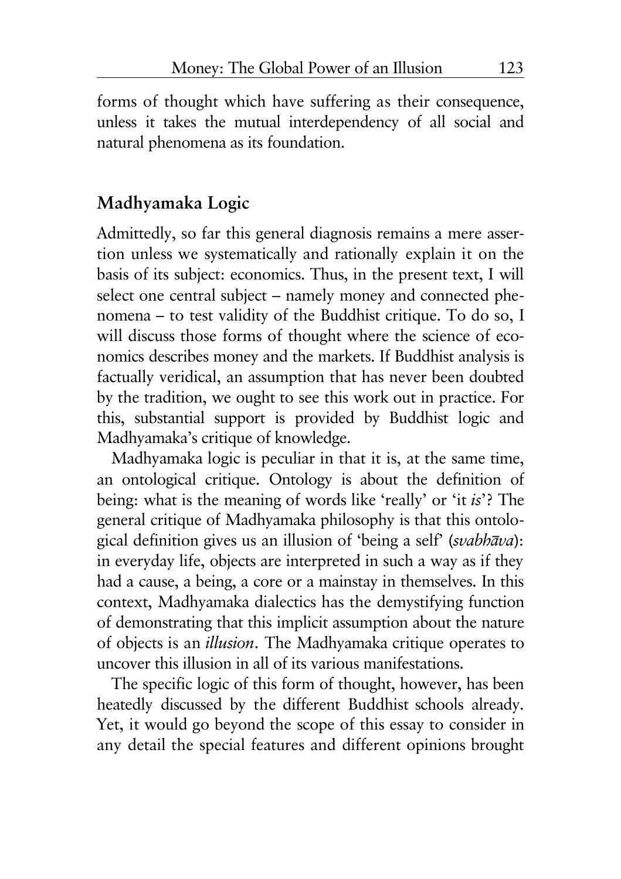forms of thought which have suffering as their consequence, unless it takes the mutual interdependency of all social and natural phenomena as its foundation.

## Madhyamaka Logic

Admittedly, so far this general diagnosis remains a mere assertion unless we systematically and rationally explain it on the basis of its subject: economics. Thus, in the present text, I will select one central subject – namely money and connected phenomena – to test validity of the Buddhist critique. To do so, I will discuss those forms of thought where the science of economics describes money and the markets. If Buddhist analysis is factually veridical, an assumption that has never been doubted by the tradition, we ought to see this work out in practice. For this, substantial support is provided by Buddhist logic and Madhyamaka's critique of knowledge.

Madhyamaka logic is peculiar in that it is, at the same time, an ontological critique. Ontology is about the definition of being: what is the meaning of words like 'really' or 'it *is*'? The general critique of Madhyamaka philosophy is that this ontological definition gives us an illusion of 'being a self' (*svabhāva*): in everyday life, objects are interpreted in such a way as if they had a cause, a being, a core or a mainstay in themselves. In this context, Madhyamaka dialectics has the demystifying function of demonstrating that this implicit assumption about the nature of objects is an *illusion*. The Madhyamaka critique operates to uncover this illusion in all of its various manifestations.

The specific logic of this form of thought, however, has been heatedly discussed by the different Buddhist schools already. Yet, it would go beyond the scope of this essay to consider in any detail the special features and different opinions brought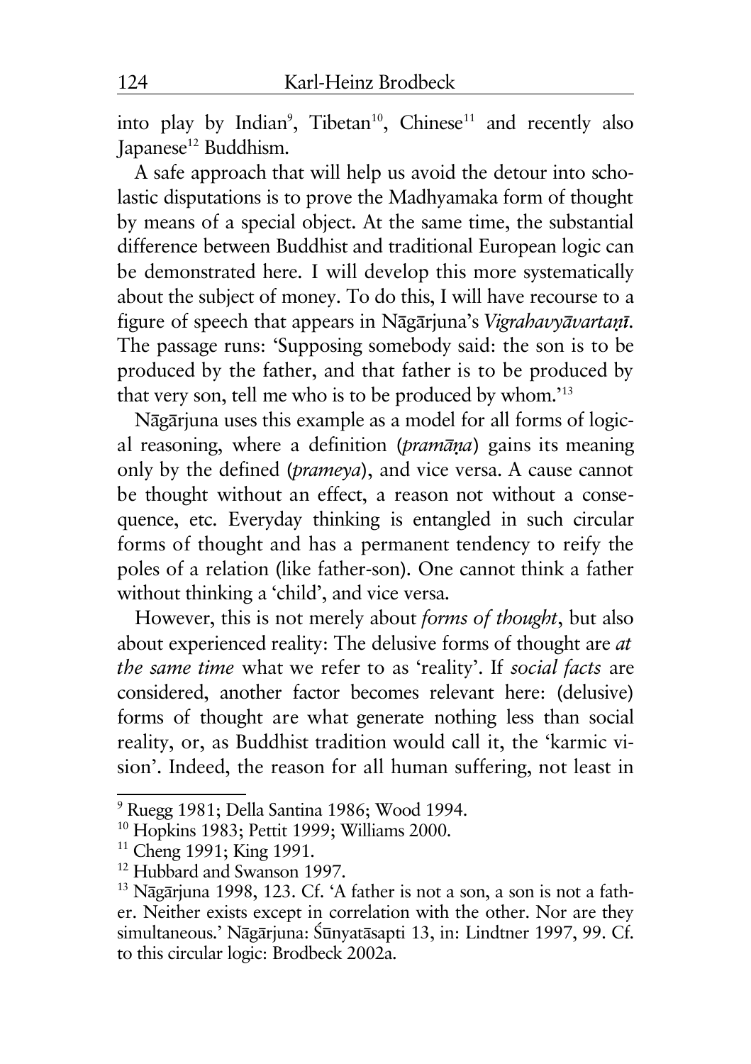into play by Indian[9], Tibetan[10], Chinese[11] and recently also Japanese[12] Buddhism.

A safe approach that will help us avoid the detour into scholastic disputations is to prove the Madhyamaka form of thought by means of a special object. At the same time, the substantial difference between Buddhist and traditional European logic can be demonstrated here. I will develop this more systematically about the subject of money. To do this, I will have recourse to a figure of speech that appears in Nāgārjuna's *Vigrahavyāvartaṇī*. The passage runs: 'Supposing somebody said: the son is to be produced by the father, and that father is to be produced by that very son, tell me who is to be produced by whom.'[13]

Nāgārjuna uses this example as a model for all forms of logical reasoning, where a definition (*pramāṇa*) gains its meaning only by the defined (*prameya*), and vice versa. A cause cannot be thought without an effect, a reason not without a consequence, etc. Everyday thinking is entangled in such circular forms of thought and has a permanent tendency to reify the poles of a relation (like father-son). One cannot think a father without thinking a 'child', and vice versa.

However, this is not merely about *forms of thought*, but also about experienced reality: The delusive forms of thought are *at the same time* what we refer to as 'reality'. If *social facts* are considered, another factor becomes relevant here: (delusive) forms of thought are what generate nothing less than social reality, or, as Buddhist tradition would call it, the 'karmic vision'. Indeed, the reason for all human suffering, not least in

---

[9] Ruegg 1981; Della Santina 1986; Wood 1994.

[10] Hopkins 1983; Pettit 1999; Williams 2000.

[11] Cheng 1991; King 1991.

[12] Hubbard and Swanson 1997.

[13] Nāgārjuna 1998, 123. Cf. 'A father is not a son, a son is not a father. Neither exists except in correlation with the other. Nor are they simultaneous.' Nāgārjuna: Śūnyatāsapti 13, in: Lindtner 1997, 99. Cf. to this circular logic: Brodbeck 2002a.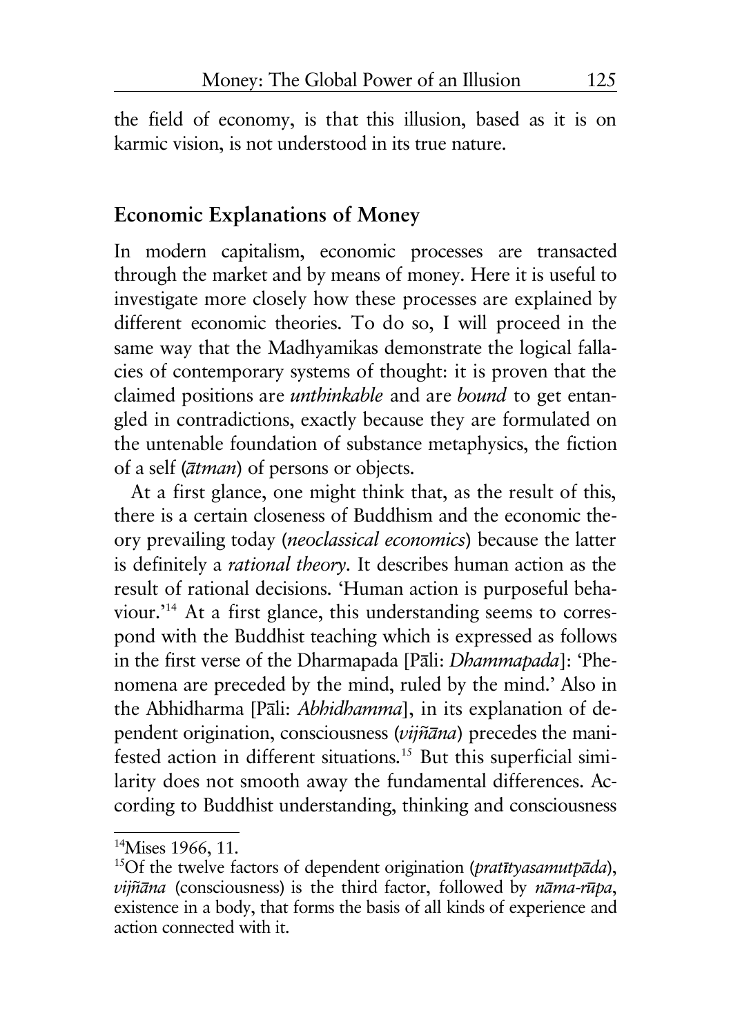the field of economy, is that this illusion, based as it is on karmic vision, is not understood in its true nature.

## Economic Explanations of Money

In modern capitalism, economic processes are transacted through the market and by means of money. Here it is useful to investigate more closely how these processes are explained by different economic theories. To do so, I will proceed in the same way that the Madhyamikas demonstrate the logical fallacies of contemporary systems of thought: it is proven that the claimed positions are *unthinkable* and are *bound* to get entangled in contradictions, exactly because they are formulated on the untenable foundation of substance metaphysics, the fiction of a self (*ātman*) of persons or objects.

At a first glance, one might think that, as the result of this, there is a certain closeness of Buddhism and the economic theory prevailing today (*neoclassical economics*) because the latter is definitely a *rational theory*. It describes human action as the result of rational decisions. 'Human action is purposeful behaviour.'[14] At a first glance, this understanding seems to correspond with the Buddhist teaching which is expressed as follows in the first verse of the Dharmapada [Pāli: *Dhammapada*]: 'Phenomena are preceded by the mind, ruled by the mind.' Also in the Abhidharma [Pāli: *Abhidhamma*], in its explanation of dependent origination, consciousness (*vijñāna*) precedes the manifested action in different situations.[15] But this superficial similarity does not smooth away the fundamental differences. According to Buddhist understanding, thinking and consciousness

---

[14]Mises 1966, 11.

[15]Of the twelve factors of dependent origination (*pratītyasamutpāda*), *vijñāna* (consciousness) is the third factor, followed by *nāma-rūpa*, existence in a body, that forms the basis of all kinds of experience and action connected with it.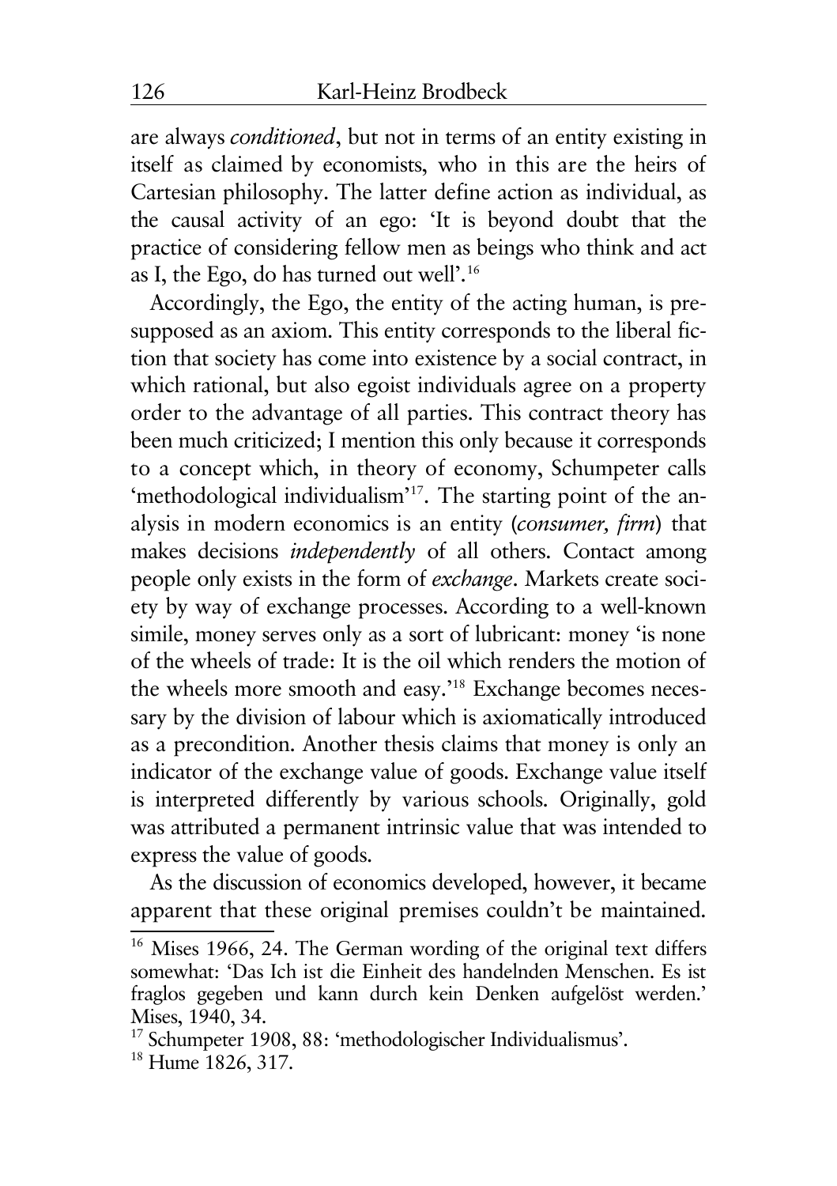are always *conditioned*, but not in terms of an entity existing in itself as claimed by economists, who in this are the heirs of Cartesian philosophy. The latter define action as individual, as the causal activity of an ego: 'It is beyond doubt that the practice of considering fellow men as beings who think and act as I, the Ego, do has turned out well'.[16]

Accordingly, the Ego, the entity of the acting human, is presupposed as an axiom. This entity corresponds to the liberal fiction that society has come into existence by a social contract, in which rational, but also egoist individuals agree on a property order to the advantage of all parties. This contract theory has been much criticized; I mention this only because it corresponds to a concept which, in theory of economy, Schumpeter calls 'methodological individualism'[17]. The starting point of the analysis in modern economics is an entity (*consumer, firm*) that makes decisions *independently* of all others. Contact among people only exists in the form of *exchange*. Markets create society by way of exchange processes. According to a well-known simile, money serves only as a sort of lubricant: money 'is none of the wheels of trade: It is the oil which renders the motion of the wheels more smooth and easy.'[18] Exchange becomes necessary by the division of labour which is axiomatically introduced as a precondition. Another thesis claims that money is only an indicator of the exchange value of goods. Exchange value itself is interpreted differently by various schools. Originally, gold was attributed a permanent intrinsic value that was intended to express the value of goods.

As the discussion of economics developed, however, it became apparent that these original premises couldn't be maintained.

---

[16] Mises 1966, 24. The German wording of the original text differs somewhat: 'Das Ich ist die Einheit des handelnden Menschen. Es ist fraglos gegeben und kann durch kein Denken aufgelöst werden.' Mises, 1940, 34.

[17] Schumpeter 1908, 88: 'methodologischer Individualismus'.

[18] Hume 1826, 317.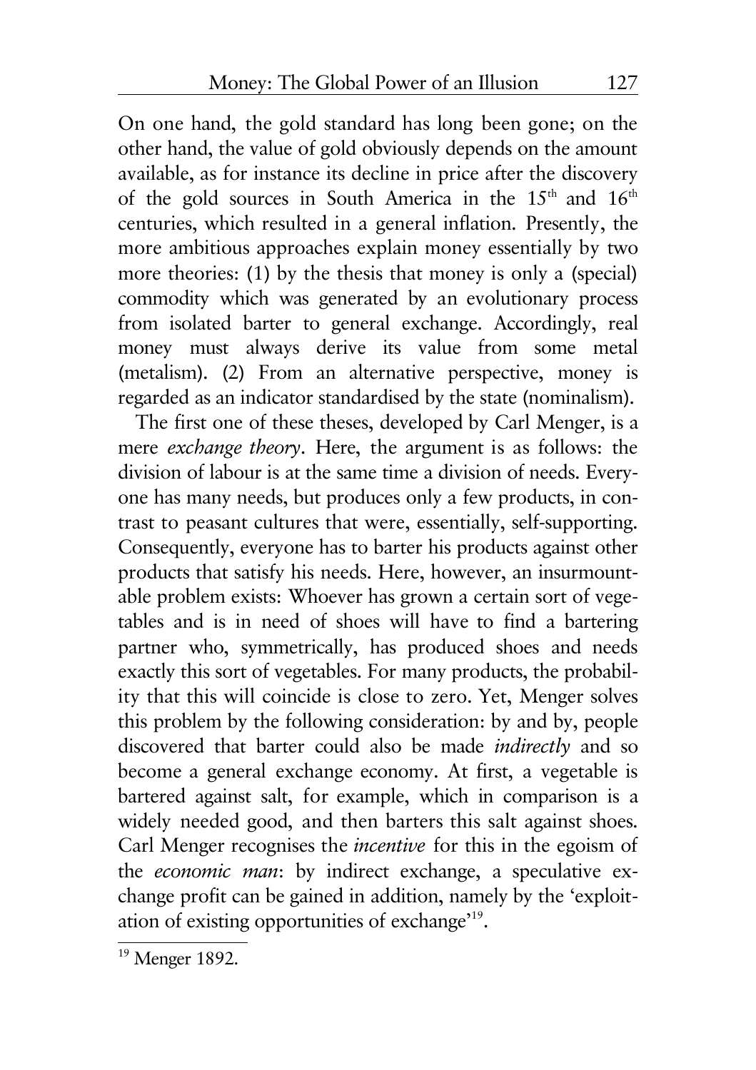On one hand, the gold standard has long been gone; on the other hand, the value of gold obviously depends on the amount available, as for instance its decline in price after the discovery of the gold sources in South America in the 15th and 16th centuries, which resulted in a general inflation. Presently, the more ambitious approaches explain money essentially by two more theories: (1) by the thesis that money is only a (special) commodity which was generated by an evolutionary process from isolated barter to general exchange. Accordingly, real money must always derive its value from some metal (metalism). (2) From an alternative perspective, money is regarded as an indicator standardised by the state (nominalism).

The first one of these theses, developed by Carl Menger, is a mere *exchange theory*. Here, the argument is as follows: the division of labour is at the same time a division of needs. Everyone has many needs, but produces only a few products, in contrast to peasant cultures that were, essentially, self-supporting. Consequently, everyone has to barter his products against other products that satisfy his needs. Here, however, an insurmountable problem exists: Whoever has grown a certain sort of vegetables and is in need of shoes will have to find a bartering partner who, symmetrically, has produced shoes and needs exactly this sort of vegetables. For many products, the probability that this will coincide is close to zero. Yet, Menger solves this problem by the following consideration: by and by, people discovered that barter could also be made *indirectly* and so become a general exchange economy. At first, a vegetable is bartered against salt, for example, which in comparison is a widely needed good, and then barters this salt against shoes. Carl Menger recognises the *incentive* for this in the egoism of the *economic man*: by indirect exchange, a speculative exchange profit can be gained in addition, namely by the 'exploitation of existing opportunities of exchange'[19].

[19] Menger 1892.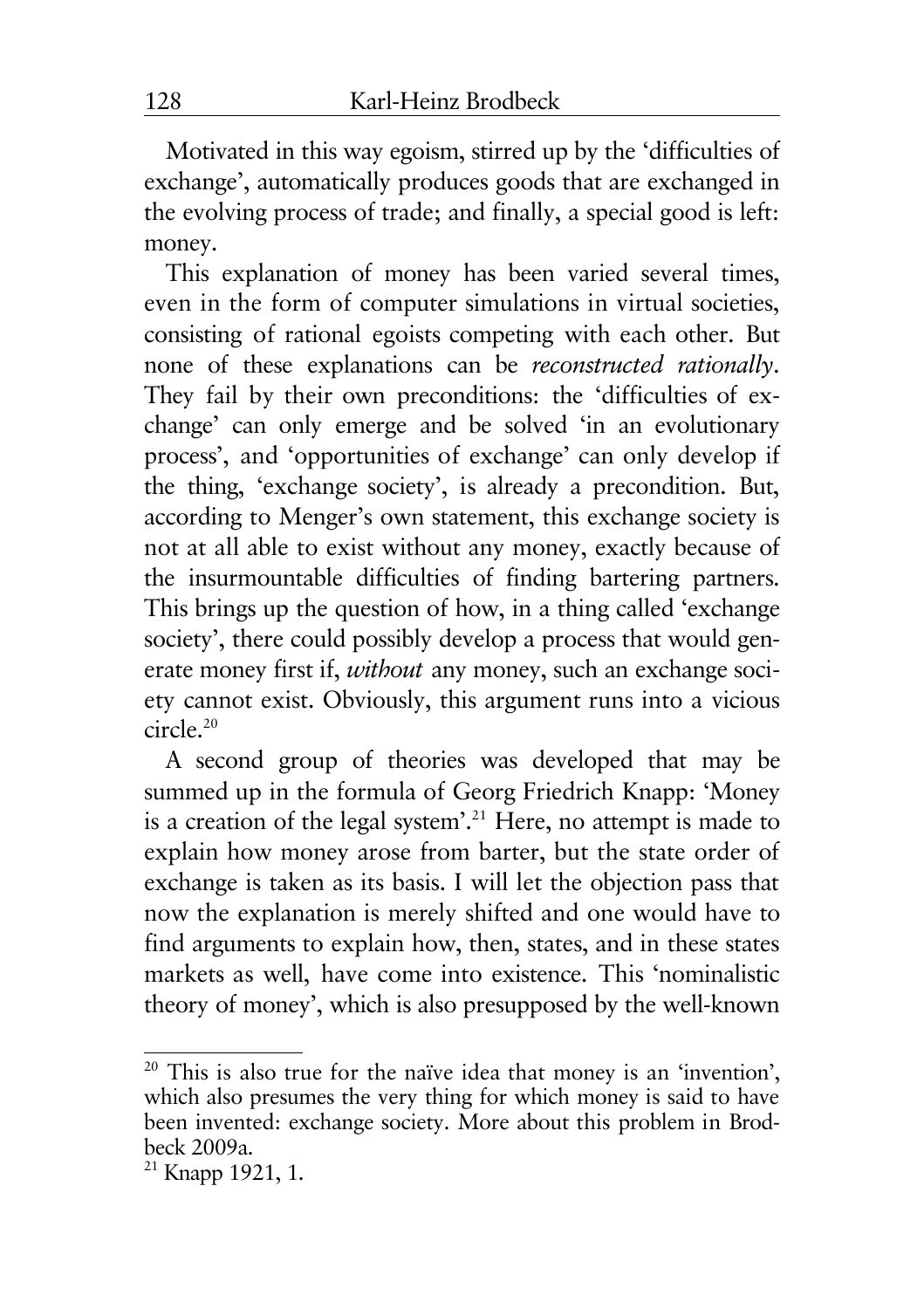Motivated in this way egoism, stirred up by the 'difficulties of exchange', automatically produces goods that are exchanged in the evolving process of trade; and finally, a special good is left: money.

This explanation of money has been varied several times, even in the form of computer simulations in virtual societies, consisting of rational egoists competing with each other. But none of these explanations can be *reconstructed rationally*. They fail by their own preconditions: the 'difficulties of exchange' can only emerge and be solved 'in an evolutionary process', and 'opportunities of exchange' can only develop if the thing, 'exchange society', is already a precondition. But, according to Menger's own statement, this exchange society is not at all able to exist without any money, exactly because of the insurmountable difficulties of finding bartering partners. This brings up the question of how, in a thing called 'exchange society', there could possibly develop a process that would generate money first if, *without* any money, such an exchange society cannot exist. Obviously, this argument runs into a vicious circle.[20]

A second group of theories was developed that may be summed up in the formula of Georg Friedrich Knapp: 'Money is a creation of the legal system'.[21] Here, no attempt is made to explain how money arose from barter, but the state order of exchange is taken as its basis. I will let the objection pass that now the explanation is merely shifted and one would have to find arguments to explain how, then, states, and in these states markets as well, have come into existence. This 'nominalistic theory of money', which is also presupposed by the well-known

---

[20] This is also true for the naïve idea that money is an 'invention', which also presumes the very thing for which money is said to have been invented: exchange society. More about this problem in Brodbeck 2009a.

[21] Knapp 1921, 1.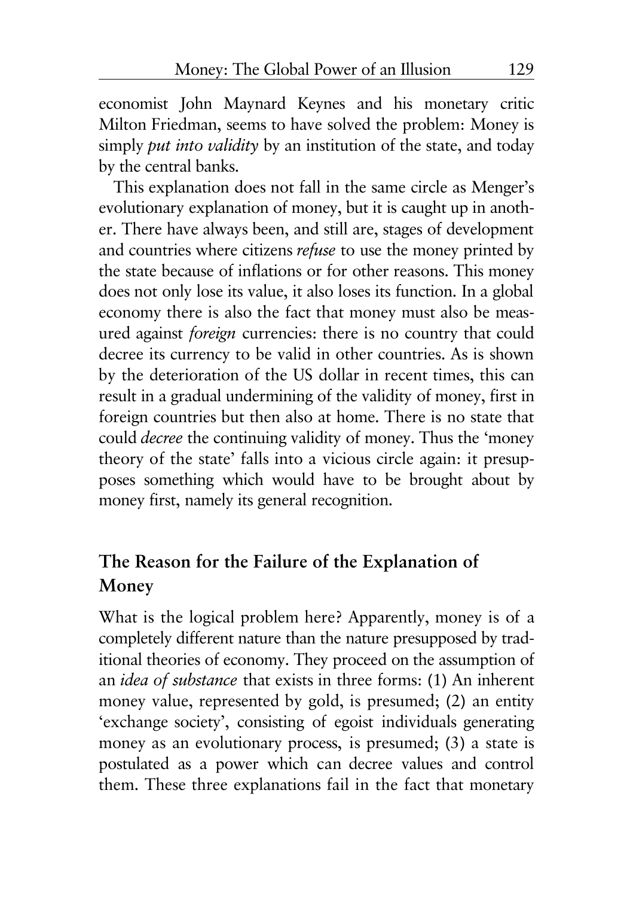economist John Maynard Keynes and his monetary critic Milton Friedman, seems to have solved the problem: Money is simply *put into validity* by an institution of the state, and today by the central banks.

This explanation does not fall in the same circle as Menger's evolutionary explanation of money, but it is caught up in another. There have always been, and still are, stages of development and countries where citizens *refuse* to use the money printed by the state because of inflations or for other reasons. This money does not only lose its value, it also loses its function. In a global economy there is also the fact that money must also be measured against *foreign* currencies: there is no country that could decree its currency to be valid in other countries. As is shown by the deterioration of the US dollar in recent times, this can result in a gradual undermining of the validity of money, first in foreign countries but then also at home. There is no state that could *decree* the continuing validity of money. Thus the 'money theory of the state' falls into a vicious circle again: it presupposes something which would have to be brought about by money first, namely its general recognition.

## The Reason for the Failure of the Explanation of Money

What is the logical problem here? Apparently, money is of a completely different nature than the nature presupposed by traditional theories of economy. They proceed on the assumption of an *idea of substance* that exists in three forms: (1) An inherent money value, represented by gold, is presumed; (2) an entity 'exchange society', consisting of egoist individuals generating money as an evolutionary process, is presumed; (3) a state is postulated as a power which can decree values and control them. These three explanations fail in the fact that monetary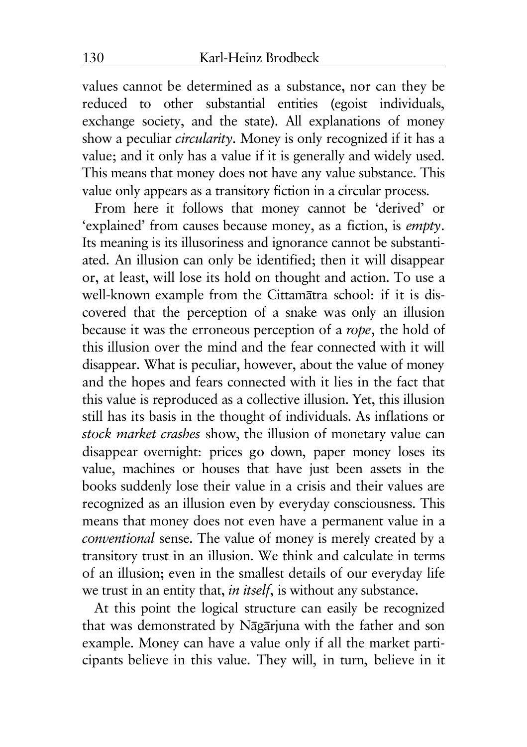values cannot be determined as a substance, nor can they be reduced to other substantial entities (egoist individuals, exchange society, and the state). All explanations of money show a peculiar *circularity*. Money is only recognized if it has a value; and it only has a value if it is generally and widely used. This means that money does not have any value substance. This value only appears as a transitory fiction in a circular process.

From here it follows that money cannot be 'derived' or 'explained' from causes because money, as a fiction, is *empty*. Its meaning is its illusoriness and ignorance cannot be substantiated. An illusion can only be identified; then it will disappear or, at least, will lose its hold on thought and action. To use a well-known example from the Cittamātra school: if it is discovered that the perception of a snake was only an illusion because it was the erroneous perception of a *rope*, the hold of this illusion over the mind and the fear connected with it will disappear. What is peculiar, however, about the value of money and the hopes and fears connected with it lies in the fact that this value is reproduced as a collective illusion. Yet, this illusion still has its basis in the thought of individuals. As inflations or *stock market crashes* show, the illusion of monetary value can disappear overnight: prices go down, paper money loses its value, machines or houses that have just been assets in the books suddenly lose their value in a crisis and their values are recognized as an illusion even by everyday consciousness. This means that money does not even have a permanent value in a *conventional* sense. The value of money is merely created by a transitory trust in an illusion. We think and calculate in terms of an illusion; even in the smallest details of our everyday life we trust in an entity that, *in itself*, is without any substance.

At this point the logical structure can easily be recognized that was demonstrated by Nāgārjuna with the father and son example. Money can have a value only if all the market participants believe in this value. They will, in turn, believe in it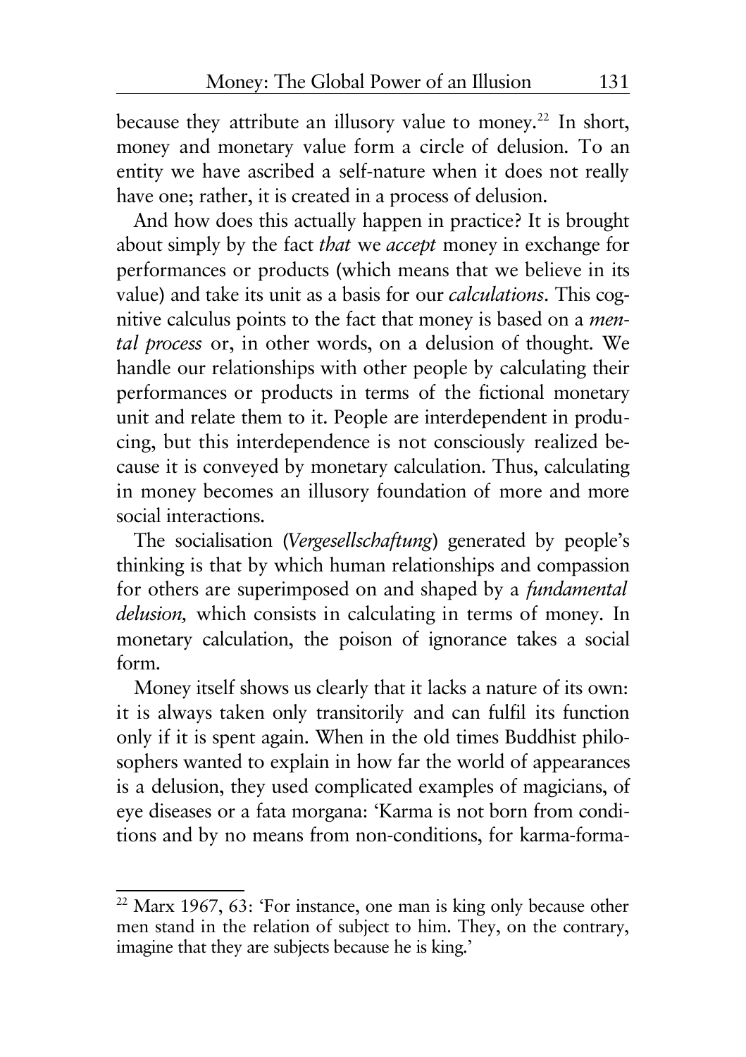because they attribute an illusory value to money.[22] In short, money and monetary value form a circle of delusion. To an entity we have ascribed a self-nature when it does not really have one; rather, it is created in a process of delusion.

And how does this actually happen in practice? It is brought about simply by the fact *that* we *accept* money in exchange for performances or products (which means that we believe in its value) and take its unit as a basis for our *calculations*. This cognitive calculus points to the fact that money is based on a *mental process* or, in other words, on a delusion of thought. We handle our relationships with other people by calculating their performances or products in terms of the fictional monetary unit and relate them to it. People are interdependent in producing, but this interdependence is not consciously realized because it is conveyed by monetary calculation. Thus, calculating in money becomes an illusory foundation of more and more social interactions.

The socialisation (*Vergesellschaftung*) generated by people's thinking is that by which human relationships and compassion for others are superimposed on and shaped by a *fundamental delusion,* which consists in calculating in terms of money. In monetary calculation, the poison of ignorance takes a social form.

Money itself shows us clearly that it lacks a nature of its own: it is always taken only transitorily and can fulfil its function only if it is spent again. When in the old times Buddhist philosophers wanted to explain in how far the world of appearances is a delusion, they used complicated examples of magicians, of eye diseases or a fata morgana: 'Karma is not born from conditions and by no means from non-conditions, for karma-forma-

---

[22] Marx 1967, 63: 'For instance, one man is king only because other men stand in the relation of subject to him. They, on the contrary, imagine that they are subjects because he is king.'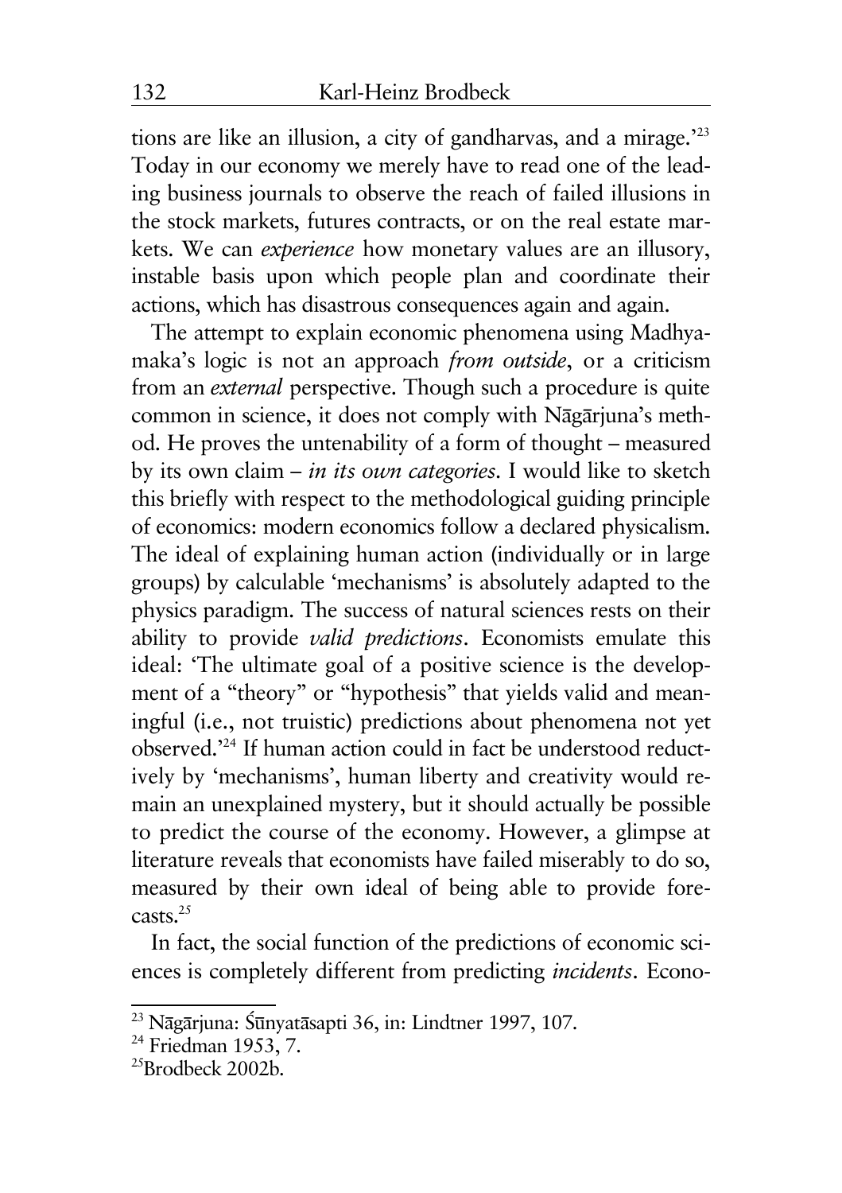tions are like an illusion, a city of gandharvas, and a mirage.'[23] Today in our economy we merely have to read one of the leading business journals to observe the reach of failed illusions in the stock markets, futures contracts, or on the real estate markets. We can *experience* how monetary values are an illusory, instable basis upon which people plan and coordinate their actions, which has disastrous consequences again and again.

The attempt to explain economic phenomena using Madhyamaka's logic is not an approach *from outside*, or a criticism from an *external* perspective. Though such a procedure is quite common in science, it does not comply with Nāgārjuna's method. He proves the untenability of a form of thought – measured by its own claim – *in its own categories*. I would like to sketch this briefly with respect to the methodological guiding principle of economics: modern economics follow a declared physicalism. The ideal of explaining human action (individually or in large groups) by calculable 'mechanisms' is absolutely adapted to the physics paradigm. The success of natural sciences rests on their ability to provide *valid predictions*. Economists emulate this ideal: 'The ultimate goal of a positive science is the development of a "theory" or "hypothesis" that yields valid and meaningful (i.e., not truistic) predictions about phenomena not yet observed.'[24] If human action could in fact be understood reductively by 'mechanisms', human liberty and creativity would remain an unexplained mystery, but it should actually be possible to predict the course of the economy. However, a glimpse at literature reveals that economists have failed miserably to do so, measured by their own ideal of being able to provide forecasts.[25]

In fact, the social function of the predictions of economic sciences is completely different from predicting *incidents*. Econo-

---

[23] Nāgārjuna: Śūnyatāsapti 36, in: Lindtner 1997, 107.

[24] Friedman 1953, 7.

[25] Brodbeck 2002b.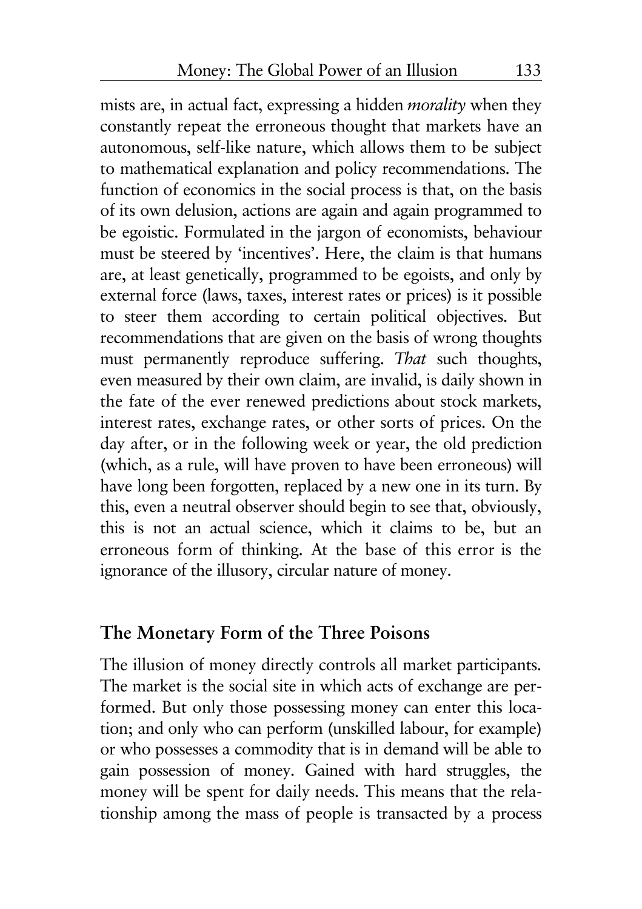mists are, in actual fact, expressing a hidden *morality* when they constantly repeat the erroneous thought that markets have an autonomous, self-like nature, which allows them to be subject to mathematical explanation and policy recommendations. The function of economics in the social process is that, on the basis of its own delusion, actions are again and again programmed to be egoistic. Formulated in the jargon of economists, behaviour must be steered by 'incentives'. Here, the claim is that humans are, at least genetically, programmed to be egoists, and only by external force (laws, taxes, interest rates or prices) is it possible to steer them according to certain political objectives. But recommendations that are given on the basis of wrong thoughts must permanently reproduce suffering. *That* such thoughts, even measured by their own claim, are invalid, is daily shown in the fate of the ever renewed predictions about stock markets, interest rates, exchange rates, or other sorts of prices. On the day after, or in the following week or year, the old prediction (which, as a rule, will have proven to have been erroneous) will have long been forgotten, replaced by a new one in its turn. By this, even a neutral observer should begin to see that, obviously, this is not an actual science, which it claims to be, but an erroneous form of thinking. At the base of this error is the ignorance of the illusory, circular nature of money.

## The Monetary Form of the Three Poisons

The illusion of money directly controls all market participants. The market is the social site in which acts of exchange are performed. But only those possessing money can enter this location; and only who can perform (unskilled labour, for example) or who possesses a commodity that is in demand will be able to gain possession of money. Gained with hard struggles, the money will be spent for daily needs. This means that the relationship among the mass of people is transacted by a process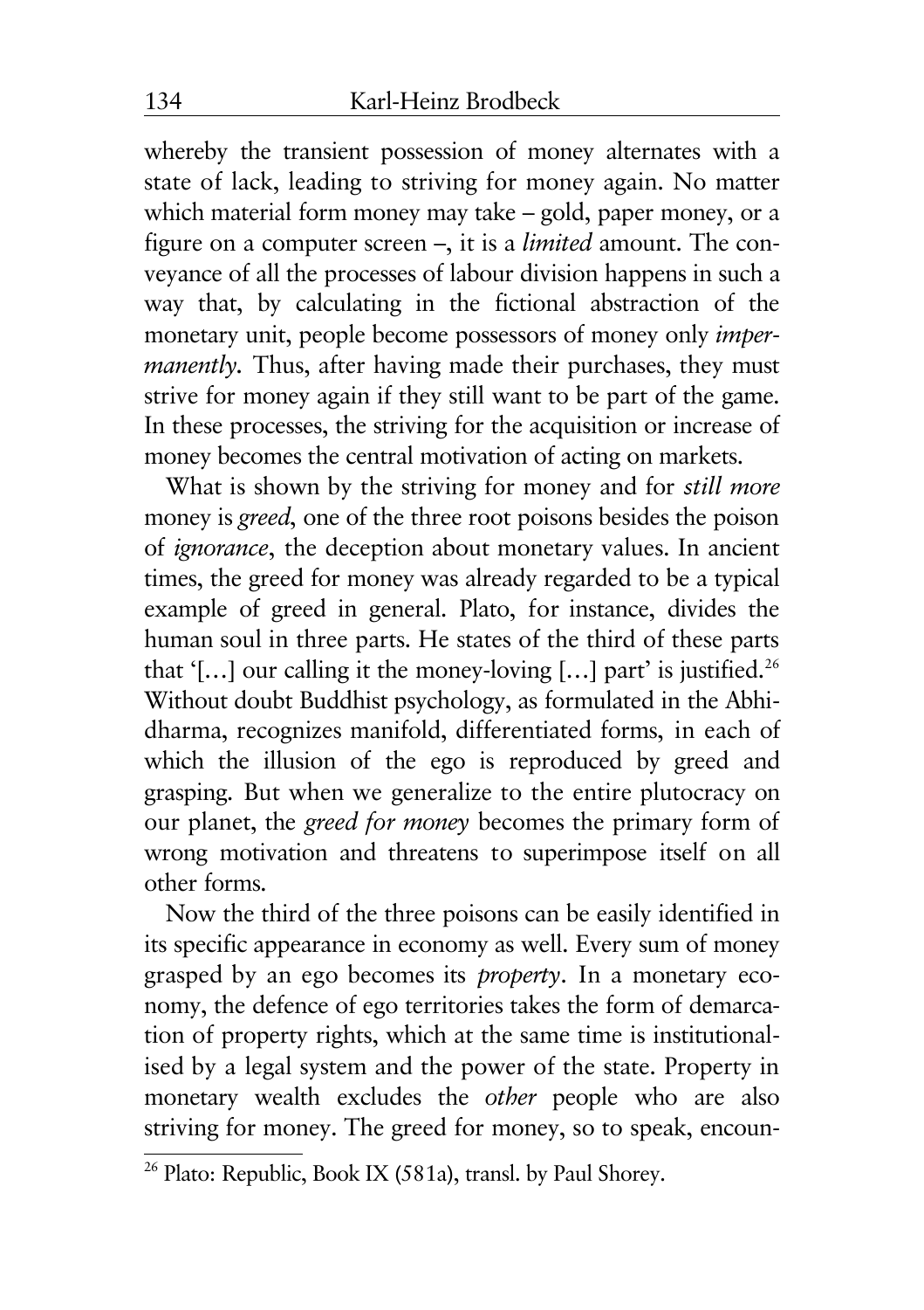whereby the transient possession of money alternates with a state of lack, leading to striving for money again. No matter which material form money may take – gold, paper money, or a figure on a computer screen –, it is a *limited* amount. The conveyance of all the processes of labour division happens in such a way that, by calculating in the fictional abstraction of the monetary unit, people become possessors of money only *impermanently*. Thus, after having made their purchases, they must strive for money again if they still want to be part of the game. In these processes, the striving for the acquisition or increase of money becomes the central motivation of acting on markets.

What is shown by the striving for money and for *still more* money is *greed*, one of the three root poisons besides the poison of *ignorance*, the deception about monetary values. In ancient times, the greed for money was already regarded to be a typical example of greed in general. Plato, for instance, divides the human soul in three parts. He states of the third of these parts that '[…] our calling it the money-loving […] part' is justified.[26] Without doubt Buddhist psychology, as formulated in the Abhidharma, recognizes manifold, differentiated forms, in each of which the illusion of the ego is reproduced by greed and grasping. But when we generalize to the entire plutocracy on our planet, the *greed for money* becomes the primary form of wrong motivation and threatens to superimpose itself on all other forms.

Now the third of the three poisons can be easily identified in its specific appearance in economy as well. Every sum of money grasped by an ego becomes its *property*. In a monetary economy, the defence of ego territories takes the form of demarcation of property rights, which at the same time is institutionalised by a legal system and the power of the state. Property in monetary wealth excludes the *other* people who are also striving for money. The greed for money, so to speak, encoun-

[26] Plato: Republic, Book IX (581a), transl. by Paul Shorey.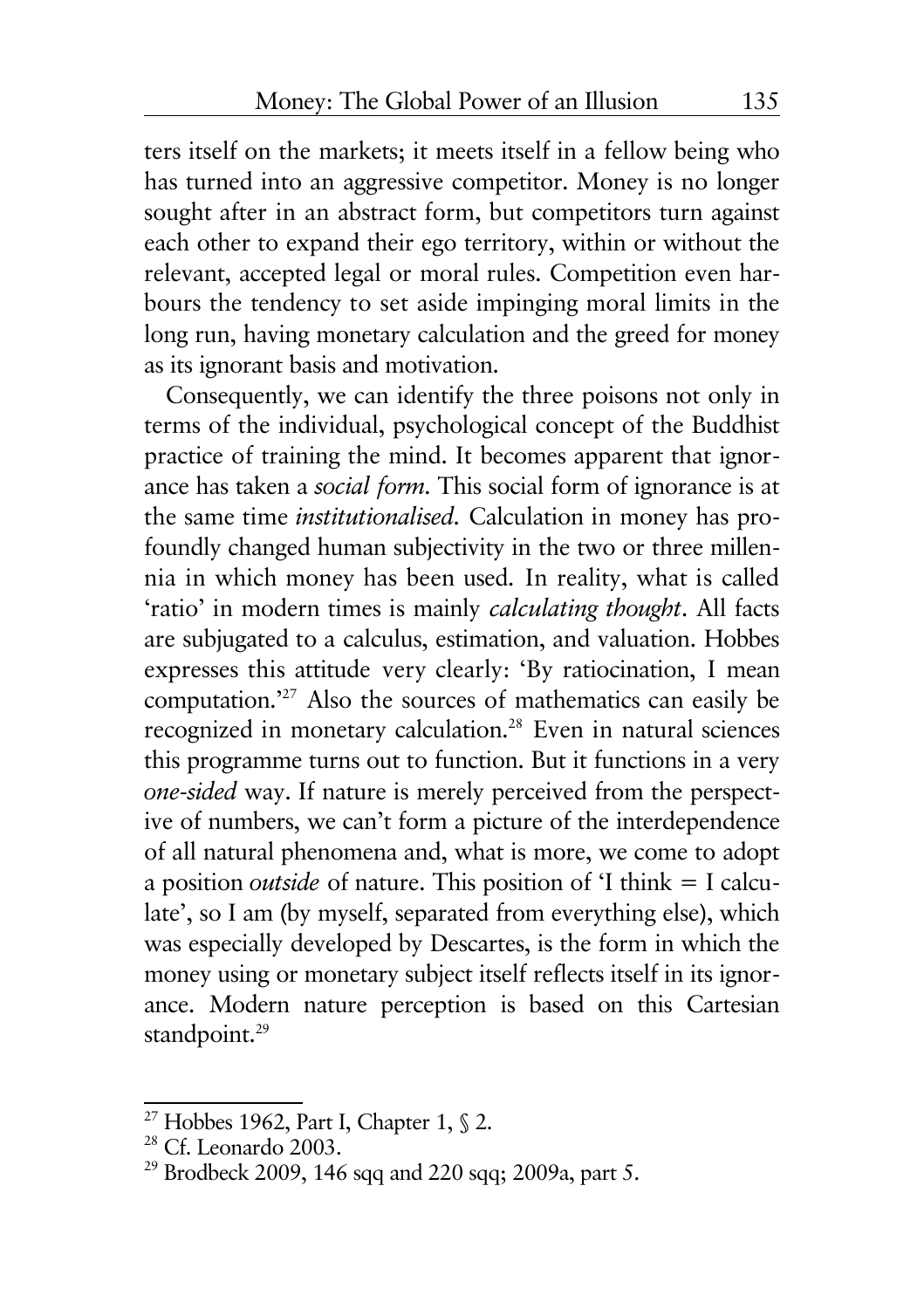ters itself on the markets; it meets itself in a fellow being who has turned into an aggressive competitor. Money is no longer sought after in an abstract form, but competitors turn against each other to expand their ego territory, within or without the relevant, accepted legal or moral rules. Competition even harbours the tendency to set aside impinging moral limits in the long run, having monetary calculation and the greed for money as its ignorant basis and motivation.

Consequently, we can identify the three poisons not only in terms of the individual, psychological concept of the Buddhist practice of training the mind. It becomes apparent that ignorance has taken a *social form*. This social form of ignorance is at the same time *institutionalised*. Calculation in money has profoundly changed human subjectivity in the two or three millennia in which money has been used. In reality, what is called 'ratio' in modern times is mainly *calculating thought*. All facts are subjugated to a calculus, estimation, and valuation. Hobbes expresses this attitude very clearly: 'By ratiocination, I mean computation.'[27] Also the sources of mathematics can easily be recognized in monetary calculation.[28] Even in natural sciences this programme turns out to function. But it functions in a very *one-sided* way. If nature is merely perceived from the perspective of numbers, we can't form a picture of the interdependence of all natural phenomena and, what is more, we come to adopt a position *outside* of nature. This position of 'I think = I calculate', so I am (by myself, separated from everything else), which was especially developed by Descartes, is the form in which the money using or monetary subject itself reflects itself in its ignorance. Modern nature perception is based on this Cartesian standpoint.[29]

[27] Hobbes 1962, Part I, Chapter 1, § 2.

[28] Cf. Leonardo 2003.

[29] Brodbeck 2009, 146 sqq and 220 sqq; 2009a, part 5.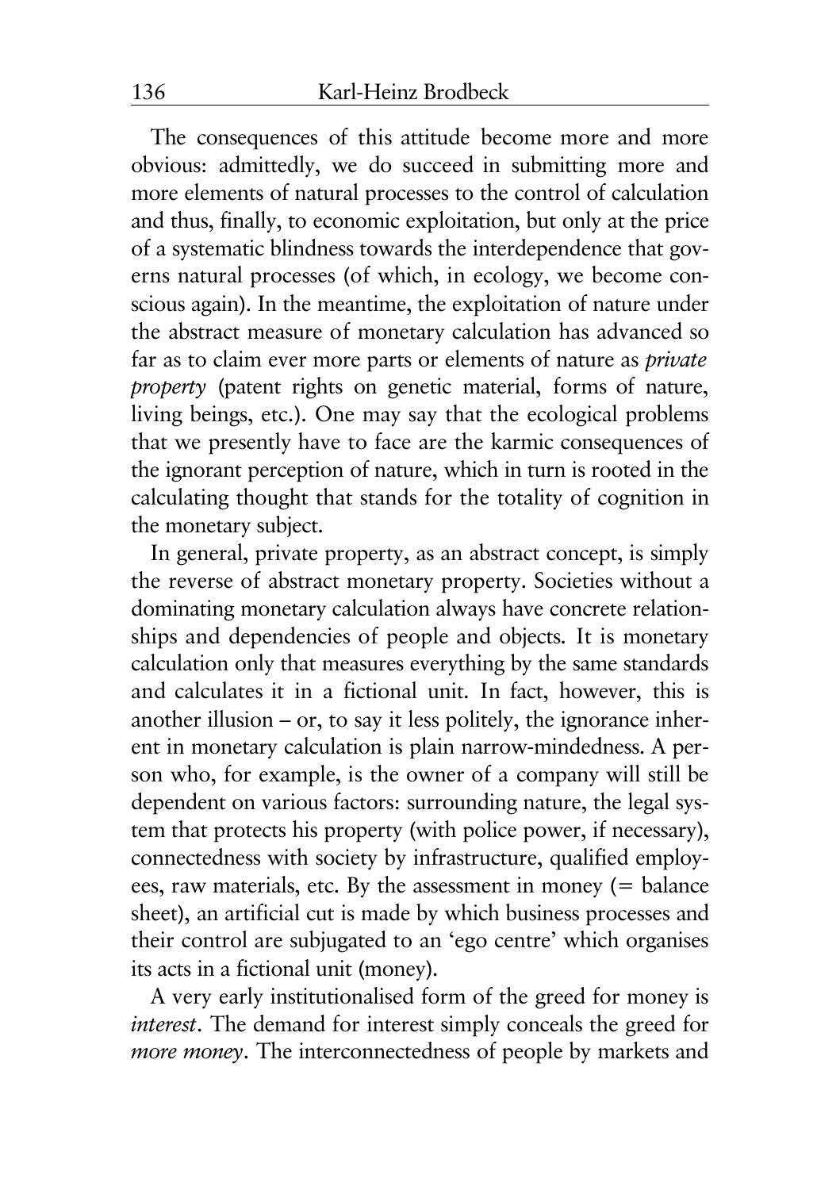The consequences of this attitude become more and more obvious: admittedly, we do succeed in submitting more and more elements of natural processes to the control of calculation and thus, finally, to economic exploitation, but only at the price of a systematic blindness towards the interdependence that governs natural processes (of which, in ecology, we become conscious again). In the meantime, the exploitation of nature under the abstract measure of monetary calculation has advanced so far as to claim ever more parts or elements of nature as *private property* (patent rights on genetic material, forms of nature, living beings, etc.). One may say that the ecological problems that we presently have to face are the karmic consequences of the ignorant perception of nature, which in turn is rooted in the calculating thought that stands for the totality of cognition in the monetary subject.

In general, private property, as an abstract concept, is simply the reverse of abstract monetary property. Societies without a dominating monetary calculation always have concrete relationships and dependencies of people and objects. It is monetary calculation only that measures everything by the same standards and calculates it in a fictional unit. In fact, however, this is another illusion – or, to say it less politely, the ignorance inherent in monetary calculation is plain narrow-mindedness. A person who, for example, is the owner of a company will still be dependent on various factors: surrounding nature, the legal system that protects his property (with police power, if necessary), connectedness with society by infrastructure, qualified employees, raw materials, etc. By the assessment in money (= balance sheet), an artificial cut is made by which business processes and their control are subjugated to an 'ego centre' which organises its acts in a fictional unit (money).

A very early institutionalised form of the greed for money is *interest*. The demand for interest simply conceals the greed for *more money*. The interconnectedness of people by markets and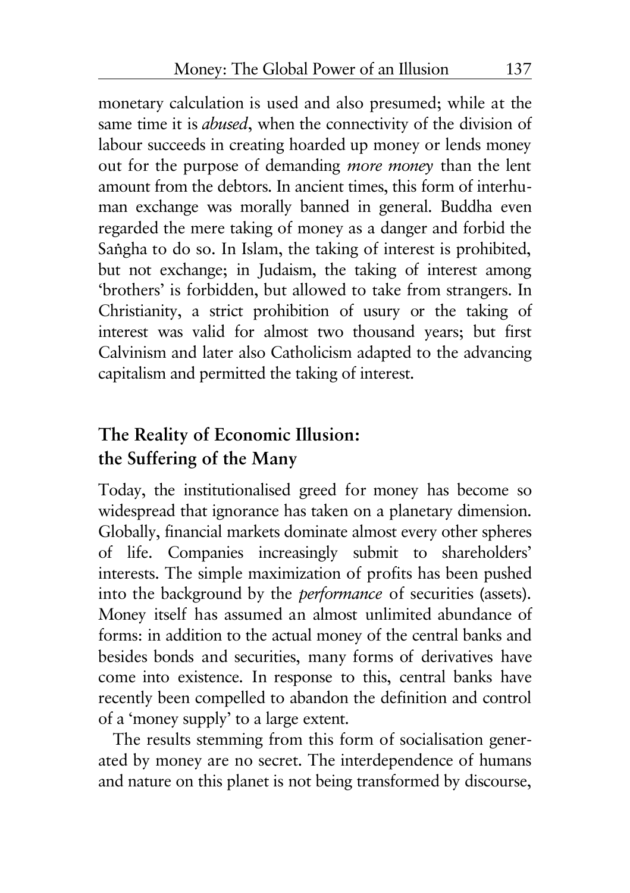monetary calculation is used and also presumed; while at the same time it is *abused*, when the connectivity of the division of labour succeeds in creating hoarded up money or lends money out for the purpose of demanding *more money* than the lent amount from the debtors. In ancient times, this form of interhuman exchange was morally banned in general. Buddha even regarded the mere taking of money as a danger and forbid the Saṅgha to do so. In Islam, the taking of interest is prohibited, but not exchange; in Judaism, the taking of interest among 'brothers' is forbidden, but allowed to take from strangers. In Christianity, a strict prohibition of usury or the taking of interest was valid for almost two thousand years; but first Calvinism and later also Catholicism adapted to the advancing capitalism and permitted the taking of interest.

## The Reality of Economic Illusion: the Suffering of the Many

Today, the institutionalised greed for money has become so widespread that ignorance has taken on a planetary dimension. Globally, financial markets dominate almost every other spheres of life. Companies increasingly submit to shareholders' interests. The simple maximization of profits has been pushed into the background by the *performance* of securities (assets). Money itself has assumed an almost unlimited abundance of forms: in addition to the actual money of the central banks and besides bonds and securities, many forms of derivatives have come into existence. In response to this, central banks have recently been compelled to abandon the definition and control of a 'money supply' to a large extent.

The results stemming from this form of socialisation generated by money are no secret. The interdependence of humans and nature on this planet is not being transformed by discourse,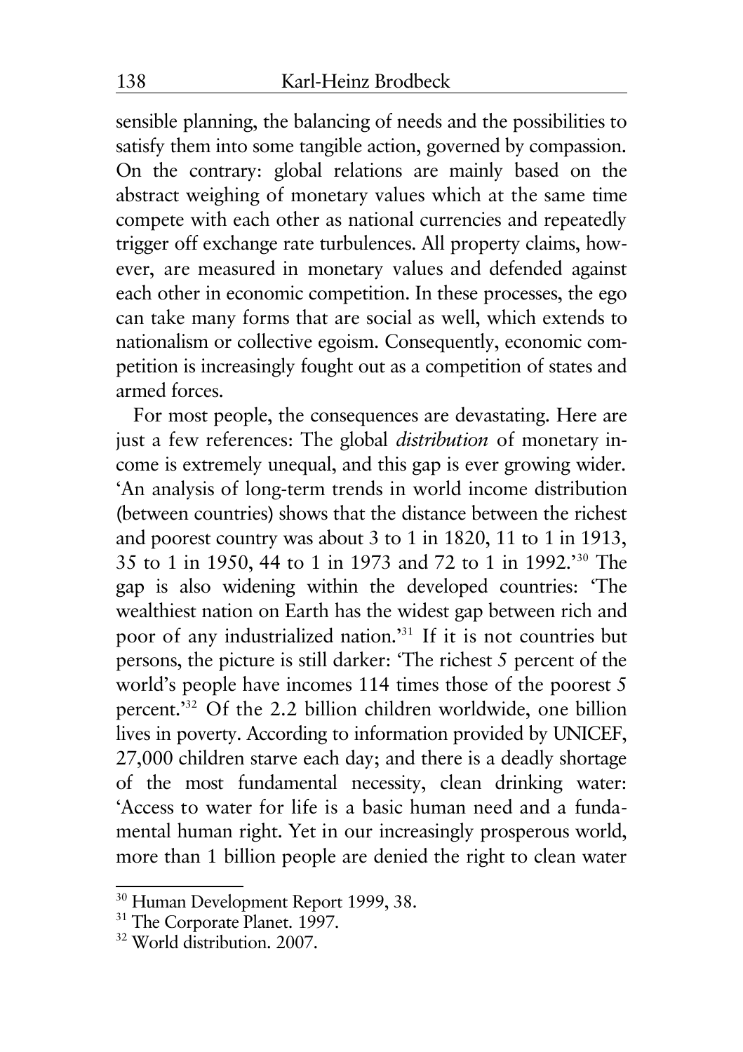sensible planning, the balancing of needs and the possibilities to satisfy them into some tangible action, governed by compassion. On the contrary: global relations are mainly based on the abstract weighing of monetary values which at the same time compete with each other as national currencies and repeatedly trigger off exchange rate turbulences. All property claims, however, are measured in monetary values and defended against each other in economic competition. In these processes, the ego can take many forms that are social as well, which extends to nationalism or collective egoism. Consequently, economic competition is increasingly fought out as a competition of states and armed forces.

For most people, the consequences are devastating. Here are just a few references: The global *distribution* of monetary income is extremely unequal, and this gap is ever growing wider. 'An analysis of long-term trends in world income distribution (between countries) shows that the distance between the richest and poorest country was about 3 to 1 in 1820, 11 to 1 in 1913, 35 to 1 in 1950, 44 to 1 in 1973 and 72 to 1 in 1992.'[30] The gap is also widening within the developed countries: 'The wealthiest nation on Earth has the widest gap between rich and poor of any industrialized nation.'[31] If it is not countries but persons, the picture is still darker: 'The richest 5 percent of the world's people have incomes 114 times those of the poorest 5 percent.'[32] Of the 2.2 billion children worldwide, one billion lives in poverty. According to information provided by UNICEF, 27,000 children starve each day; and there is a deadly shortage of the most fundamental necessity, clean drinking water: 'Access to water for life is a basic human need and a fundamental human right. Yet in our increasingly prosperous world, more than 1 billion people are denied the right to clean water

---

[30] Human Development Report 1999, 38.

[31] The Corporate Planet. 1997.

[32] World distribution. 2007.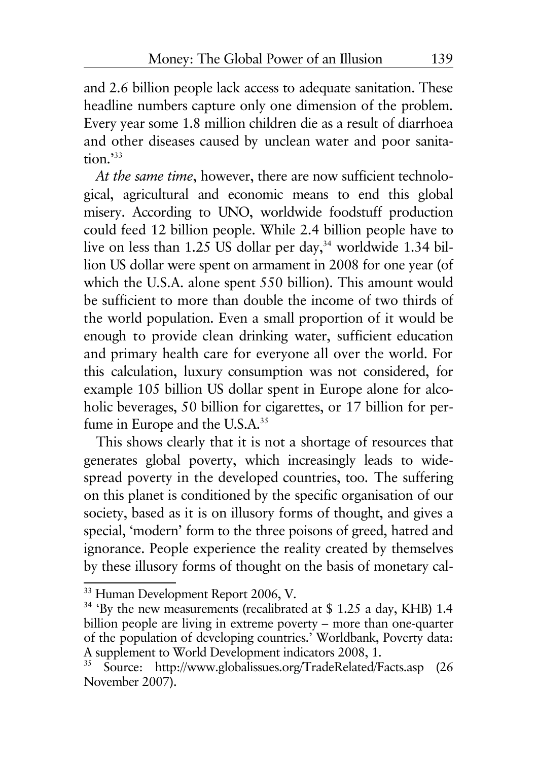and 2.6 billion people lack access to adequate sanitation. These headline numbers capture only one dimension of the problem. Every year some 1.8 million children die as a result of diarrhoea and other diseases caused by unclean water and poor sanitation.'[33]

*At the same time*, however, there are now sufficient technological, agricultural and economic means to end this global misery. According to UNO, worldwide foodstuff production could feed 12 billion people. While 2.4 billion people have to live on less than 1.25 US dollar per day,[34] worldwide 1.34 billion US dollar were spent on armament in 2008 for one year (of which the U.S.A. alone spent 550 billion). This amount would be sufficient to more than double the income of two thirds of the world population. Even a small proportion of it would be enough to provide clean drinking water, sufficient education and primary health care for everyone all over the world. For this calculation, luxury consumption was not considered, for example 105 billion US dollar spent in Europe alone for alcoholic beverages, 50 billion for cigarettes, or 17 billion for perfume in Europe and the U.S.A.[35]

This shows clearly that it is not a shortage of resources that generates global poverty, which increasingly leads to widespread poverty in the developed countries, too. The suffering on this planet is conditioned by the specific organisation of our society, based as it is on illusory forms of thought, and gives a special, 'modern' form to the three poisons of greed, hatred and ignorance. People experience the reality created by themselves by these illusory forms of thought on the basis of monetary cal-

---

[33] Human Development Report 2006, V.

[34] 'By the new measurements (recalibrated at $ 1.25 a day, KHB) 1.4 billion people are living in extreme poverty – more than one-quarter of the population of developing countries.' Worldbank, Poverty data: A supplement to World Development indicators 2008, 1.

[35] Source: http://www.globalissues.org/TradeRelated/Facts.asp (26 November 2007).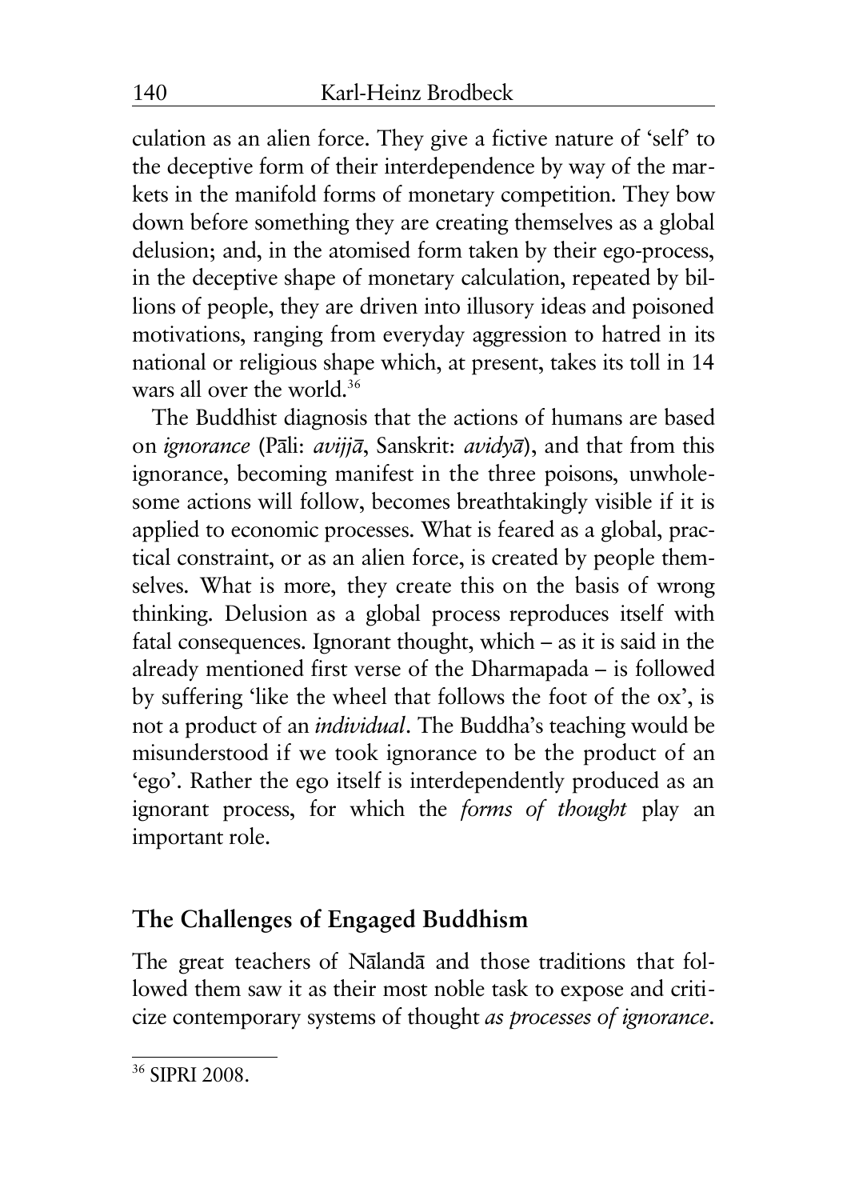culation as an alien force. They give a fictive nature of 'self' to the deceptive form of their interdependence by way of the markets in the manifold forms of monetary competition. They bow down before something they are creating themselves as a global delusion; and, in the atomised form taken by their ego-process, in the deceptive shape of monetary calculation, repeated by billions of people, they are driven into illusory ideas and poisoned motivations, ranging from everyday aggression to hatred in its national or religious shape which, at present, takes its toll in 14 wars all over the world.[36]

The Buddhist diagnosis that the actions of humans are based on *ignorance* (Pāli: *avijjā*, Sanskrit: *avidyā*), and that from this ignorance, becoming manifest in the three poisons, unwholesome actions will follow, becomes breathtakingly visible if it is applied to economic processes. What is feared as a global, practical constraint, or as an alien force, is created by people themselves. What is more, they create this on the basis of wrong thinking. Delusion as a global process reproduces itself with fatal consequences. Ignorant thought, which – as it is said in the already mentioned first verse of the Dharmapada – is followed by suffering 'like the wheel that follows the foot of the ox', is not a product of an *individual*. The Buddha's teaching would be misunderstood if we took ignorance to be the product of an 'ego'. Rather the ego itself is interdependently produced as an ignorant process, for which the *forms of thought* play an important role.

## The Challenges of Engaged Buddhism

The great teachers of Nālandā and those traditions that followed them saw it as their most noble task to expose and criticize contemporary systems of thought *as processes of ignorance*.

---

[36] SIPRI 2008.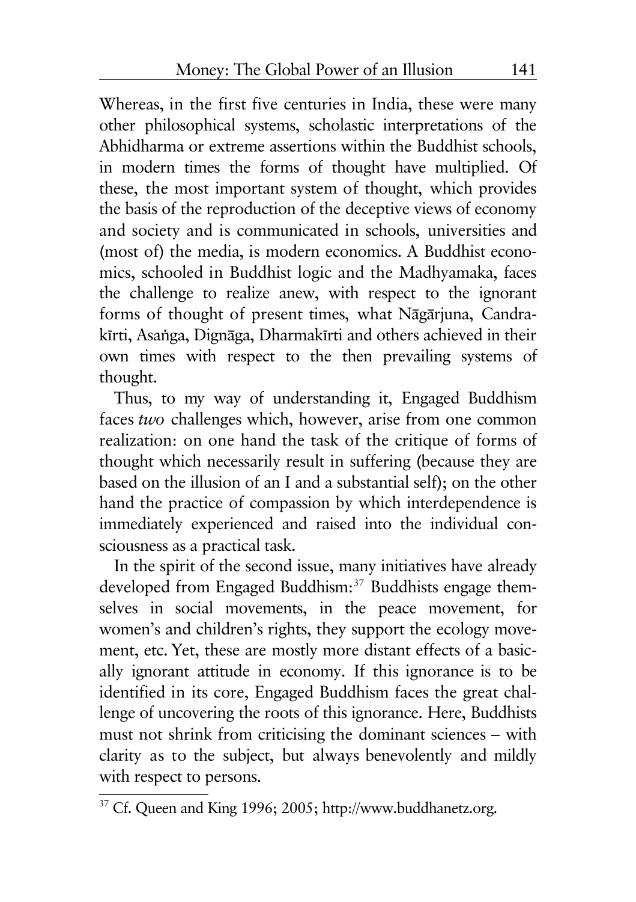Whereas, in the first five centuries in India, these were many other philosophical systems, scholastic interpretations of the Abhidharma or extreme assertions within the Buddhist schools, in modern times the forms of thought have multiplied. Of these, the most important system of thought, which provides the basis of the reproduction of the deceptive views of economy and society and is communicated in schools, universities and (most of) the media, is modern economics. A Buddhist economics, schooled in Buddhist logic and the Madhyamaka, faces the challenge to realize anew, with respect to the ignorant forms of thought of present times, what Nāgārjuna, Candrakīrti, Asaṅga, Dignāga, Dharmakīrti and others achieved in their own times with respect to the then prevailing systems of thought.

Thus, to my way of understanding it, Engaged Buddhism faces *two* challenges which, however, arise from one common realization: on one hand the task of the critique of forms of thought which necessarily result in suffering (because they are based on the illusion of an I and a substantial self); on the other hand the practice of compassion by which interdependence is immediately experienced and raised into the individual consciousness as a practical task.

In the spirit of the second issue, many initiatives have already developed from Engaged Buddhism:[37] Buddhists engage themselves in social movements, in the peace movement, for women's and children's rights, they support the ecology movement, etc. Yet, these are mostly more distant effects of a basically ignorant attitude in economy. If this ignorance is to be identified in its core, Engaged Buddhism faces the great challenge of uncovering the roots of this ignorance. Here, Buddhists must not shrink from criticising the dominant sciences – with clarity as to the subject, but always benevolently and mildly with respect to persons.

[37] Cf. Queen and King 1996; 2005; http://www.buddhanetz.org.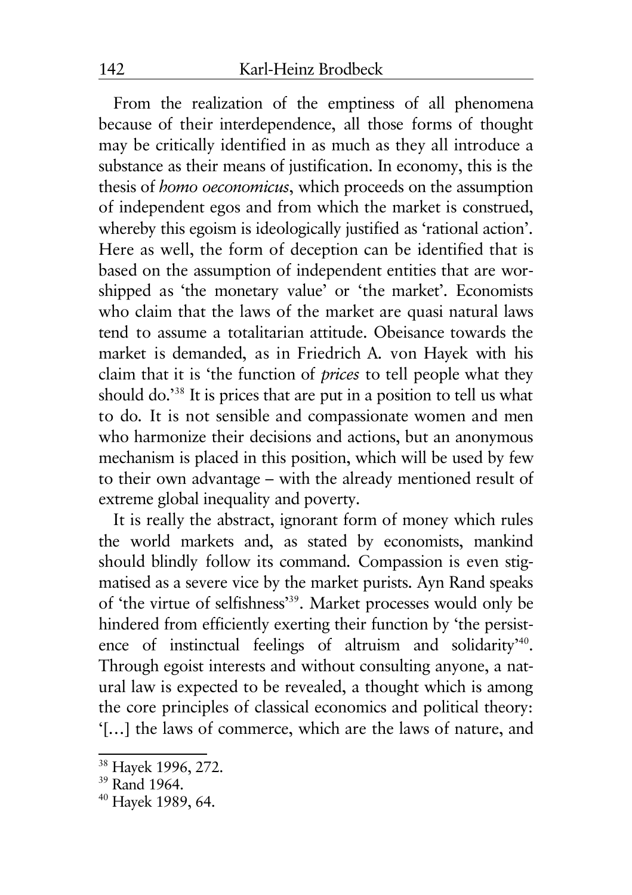From the realization of the emptiness of all phenomena because of their interdependence, all those forms of thought may be critically identified in as much as they all introduce a substance as their means of justification. In economy, this is the thesis of *homo oeconomicus*, which proceeds on the assumption of independent egos and from which the market is construed, whereby this egoism is ideologically justified as 'rational action'. Here as well, the form of deception can be identified that is based on the assumption of independent entities that are worshipped as 'the monetary value' or 'the market'. Economists who claim that the laws of the market are quasi natural laws tend to assume a totalitarian attitude. Obeisance towards the market is demanded, as in Friedrich A. von Hayek with his claim that it is 'the function of *prices* to tell people what they should do.'[38] It is prices that are put in a position to tell us what to do. It is not sensible and compassionate women and men who harmonize their decisions and actions, but an anonymous mechanism is placed in this position, which will be used by few to their own advantage – with the already mentioned result of extreme global inequality and poverty.

It is really the abstract, ignorant form of money which rules the world markets and, as stated by economists, mankind should blindly follow its command. Compassion is even stigmatised as a severe vice by the market purists. Ayn Rand speaks of 'the virtue of selfishness'[39]. Market processes would only be hindered from efficiently exerting their function by 'the persistence of instinctual feelings of altruism and solidarity'[40]. Through egoist interests and without consulting anyone, a natural law is expected to be revealed, a thought which is among the core principles of classical economics and political theory: '[…] the laws of commerce, which are the laws of nature, and

---

[38] Hayek 1996, 272.

[39] Rand 1964.

[40] Hayek 1989, 64.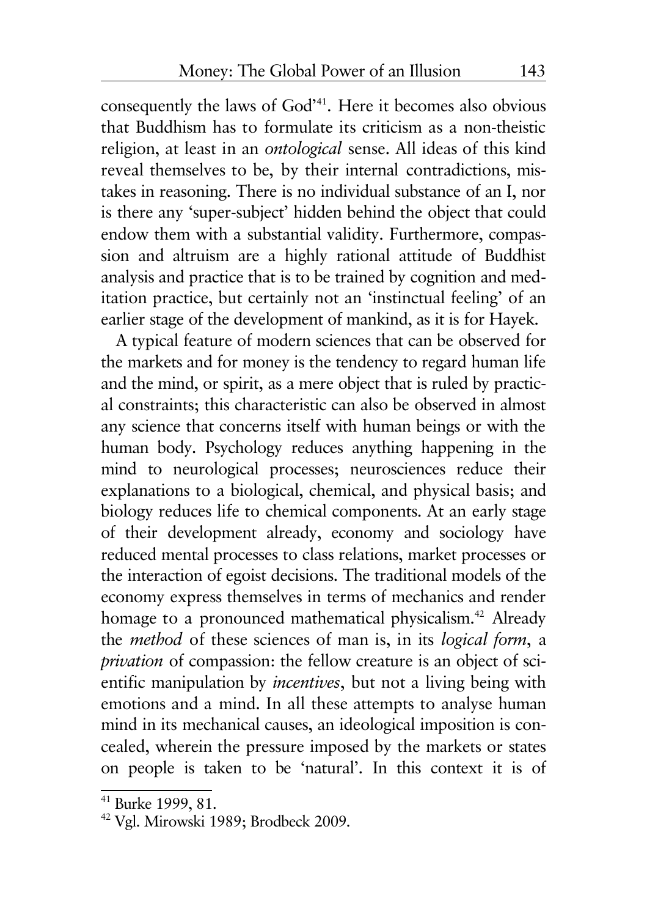consequently the laws of God'[41]. Here it becomes also obvious that Buddhism has to formulate its criticism as a non-theistic religion, at least in an *ontological* sense. All ideas of this kind reveal themselves to be, by their internal contradictions, mistakes in reasoning. There is no individual substance of an I, nor is there any 'super-subject' hidden behind the object that could endow them with a substantial validity. Furthermore, compassion and altruism are a highly rational attitude of Buddhist analysis and practice that is to be trained by cognition and meditation practice, but certainly not an 'instinctual feeling' of an earlier stage of the development of mankind, as it is for Hayek.

A typical feature of modern sciences that can be observed for the markets and for money is the tendency to regard human life and the mind, or spirit, as a mere object that is ruled by practical constraints; this characteristic can also be observed in almost any science that concerns itself with human beings or with the human body. Psychology reduces anything happening in the mind to neurological processes; neurosciences reduce their explanations to a biological, chemical, and physical basis; and biology reduces life to chemical components. At an early stage of their development already, economy and sociology have reduced mental processes to class relations, market processes or the interaction of egoist decisions. The traditional models of the economy express themselves in terms of mechanics and render homage to a pronounced mathematical physicalism.[42] Already the *method* of these sciences of man is, in its *logical form*, a *privation* of compassion: the fellow creature is an object of scientific manipulation by *incentives*, but not a living being with emotions and a mind. In all these attempts to analyse human mind in its mechanical causes, an ideological imposition is concealed, wherein the pressure imposed by the markets or states on people is taken to be 'natural'. In this context it is of

---

[41] Burke 1999, 81.

[42] Vgl. Mirowski 1989; Brodbeck 2009.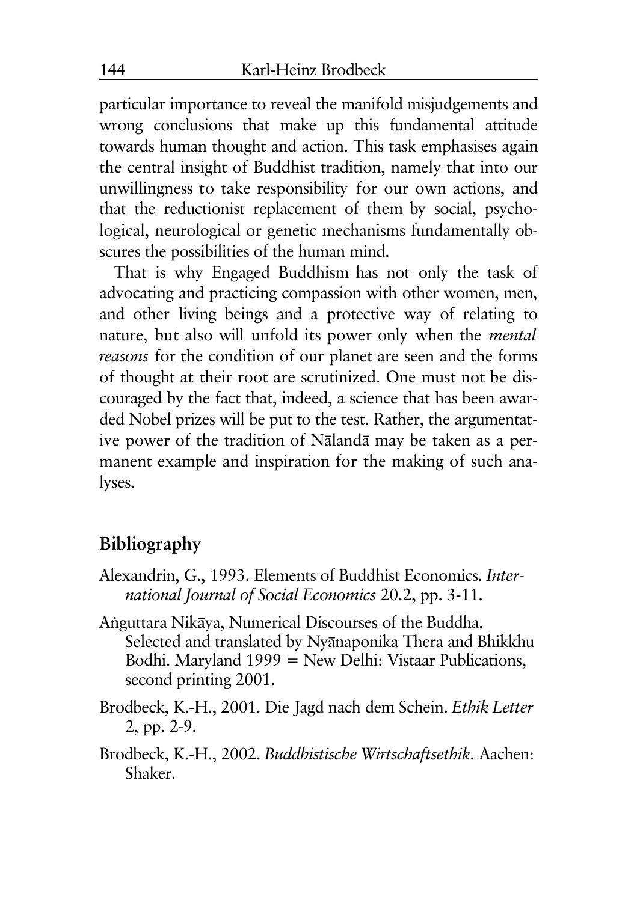particular importance to reveal the manifold misjudgements and wrong conclusions that make up this fundamental attitude towards human thought and action. This task emphasises again the central insight of Buddhist tradition, namely that into our unwillingness to take responsibility for our own actions, and that the reductionist replacement of them by social, psychological, neurological or genetic mechanisms fundamentally obscures the possibilities of the human mind.

That is why Engaged Buddhism has not only the task of advocating and practicing compassion with other women, men, and other living beings and a protective way of relating to nature, but also will unfold its power only when the *mental reasons* for the condition of our planet are seen and the forms of thought at their root are scrutinized. One must not be discouraged by the fact that, indeed, a science that has been awarded Nobel prizes will be put to the test. Rather, the argumentative power of the tradition of Nālandā may be taken as a permanent example and inspiration for the making of such analyses.

## Bibliography

Alexandrin, G., 1993. Elements of Buddhist Economics. *International Journal of Social Economics* 20.2, pp. 3-11.

Aṅguttara Nikāya, Numerical Discourses of the Buddha. Selected and translated by Nyānaponika Thera and Bhikkhu Bodhi. Maryland 1999 = New Delhi: Vistaar Publications, second printing 2001.

Brodbeck, K.-H., 2001. Die Jagd nach dem Schein. *Ethik Letter* 2, pp. 2-9.

Brodbeck, K.-H., 2002. *Buddhistische Wirtschaftsethik*. Aachen: Shaker.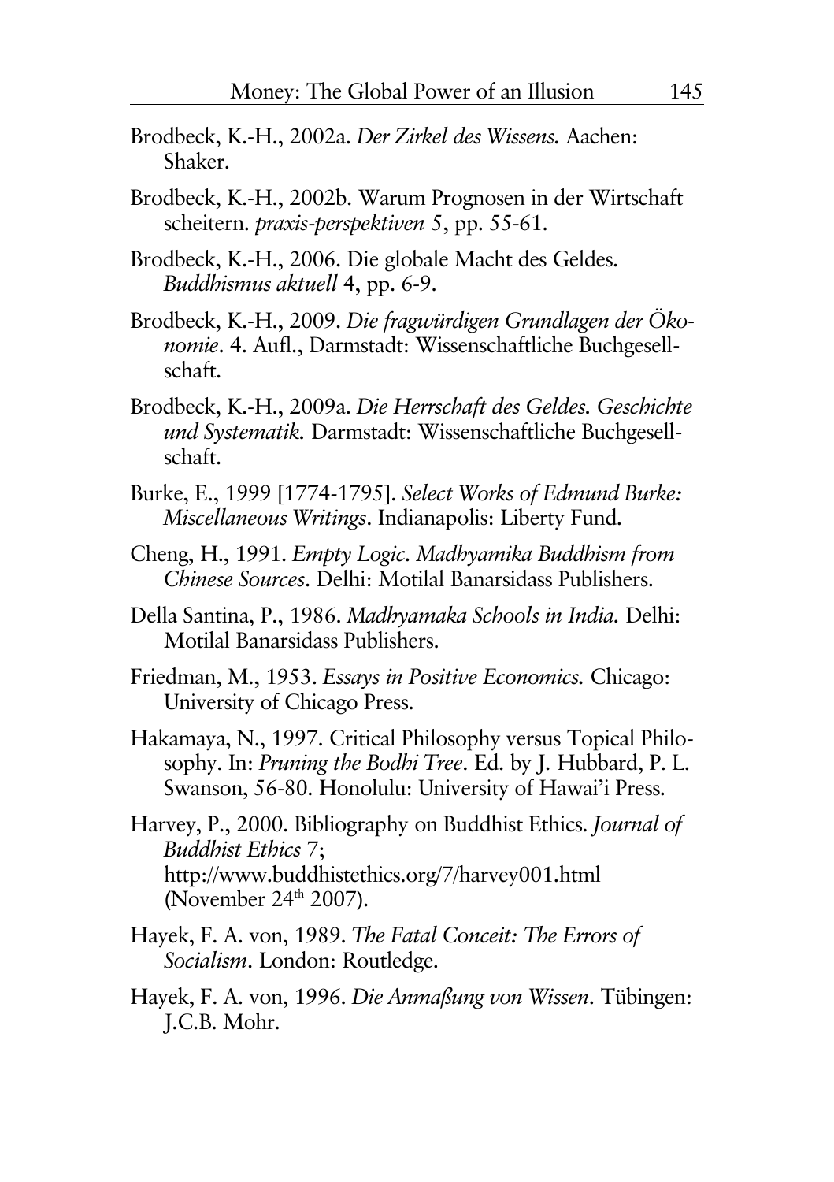Brodbeck, K.-H., 2002a. *Der Zirkel des Wissens.* Aachen: Shaker.

Brodbeck, K.-H., 2002b. Warum Prognosen in der Wirtschaft scheitern. *praxis-perspektiven* 5, pp. 55-61.

Brodbeck, K.-H., 2006. Die globale Macht des Geldes. *Buddhismus aktuell* 4, pp. 6-9.

Brodbeck, K.-H., 2009. *Die fragwürdigen Grundlagen der Ökonomie*. 4. Aufl., Darmstadt: Wissenschaftliche Buchgesellschaft.

Brodbeck, K.-H., 2009a. *Die Herrschaft des Geldes. Geschichte und Systematik.* Darmstadt: Wissenschaftliche Buchgesellschaft.

Burke, E., 1999 [1774-1795]. *Select Works of Edmund Burke: Miscellaneous Writings*. Indianapolis: Liberty Fund.

Cheng, H., 1991. *Empty Logic. Madhyamika Buddhism from Chinese Sources*. Delhi: Motilal Banarsidass Publishers.

Della Santina, P., 1986. *Madhyamaka Schools in India.* Delhi: Motilal Banarsidass Publishers.

Friedman, M., 1953. *Essays in Positive Economics.* Chicago: University of Chicago Press.

Hakamaya, N., 1997. Critical Philosophy versus Topical Philosophy. In: *Pruning the Bodhi Tree*. Ed. by J. Hubbard, P. L. Swanson, 56-80. Honolulu: University of Hawai'i Press.

Harvey, P., 2000. Bibliography on Buddhist Ethics. *Journal of Buddhist Ethics* 7; http://www.buddhistethics.org/7/harvey001.html (November 24th 2007).

Hayek, F. A. von, 1989. *The Fatal Conceit: The Errors of Socialism*. London: Routledge.

Hayek, F. A. von, 1996. *Die Anmaßung von Wissen*. Tübingen: J.C.B. Mohr.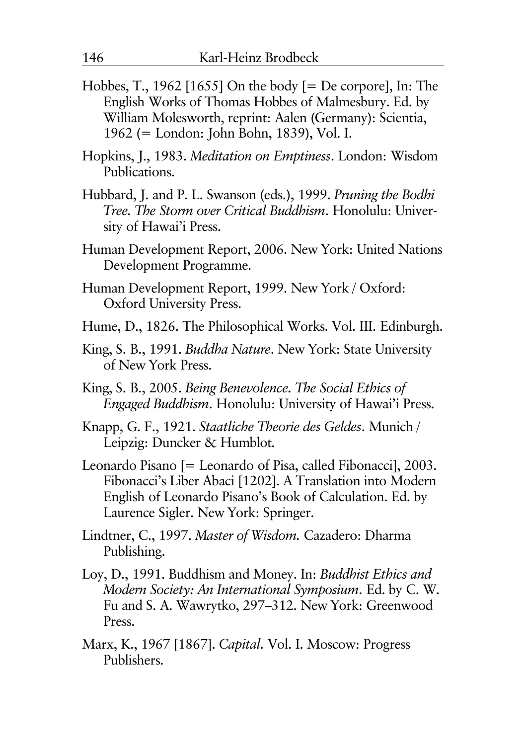Hobbes, T., 1962 [1655] On the body [= De corpore], In: The English Works of Thomas Hobbes of Malmesbury. Ed. by William Molesworth, reprint: Aalen (Germany): Scientia, 1962 (= London: John Bohn, 1839), Vol. I.

Hopkins, J., 1983. *Meditation on Emptiness*. London: Wisdom Publications.

Hubbard, J. and P. L. Swanson (eds.), 1999. *Pruning the Bodhi Tree. The Storm over Critical Buddhism*. Honolulu: University of Hawai'i Press.

Human Development Report, 2006. New York: United Nations Development Programme.

Human Development Report, 1999. New York / Oxford: Oxford University Press.

Hume, D., 1826. The Philosophical Works. Vol. III. Edinburgh.

King, S. B., 1991. *Buddha Nature*. New York: State University of New York Press.

King, S. B., 2005. *Being Benevolence. The Social Ethics of Engaged Buddhism*. Honolulu: University of Hawai'i Press.

Knapp, G. F., 1921. *Staatliche Theorie des Geldes*. Munich / Leipzig: Duncker & Humblot.

Leonardo Pisano [= Leonardo of Pisa, called Fibonacci], 2003. Fibonacci's Liber Abaci [1202]. A Translation into Modern English of Leonardo Pisano's Book of Calculation. Ed. by Laurence Sigler. New York: Springer.

Lindtner, C., 1997. *Master of Wisdom.* Cazadero: Dharma Publishing.

Loy, D., 1991. Buddhism and Money. In: *Buddhist Ethics and Modern Society: An International Symposium*. Ed. by C. W. Fu and S. A. Wawrytko, 297–312. New York: Greenwood Press.

Marx, K., 1967 [1867]. *Capital.* Vol. I. Moscow: Progress Publishers.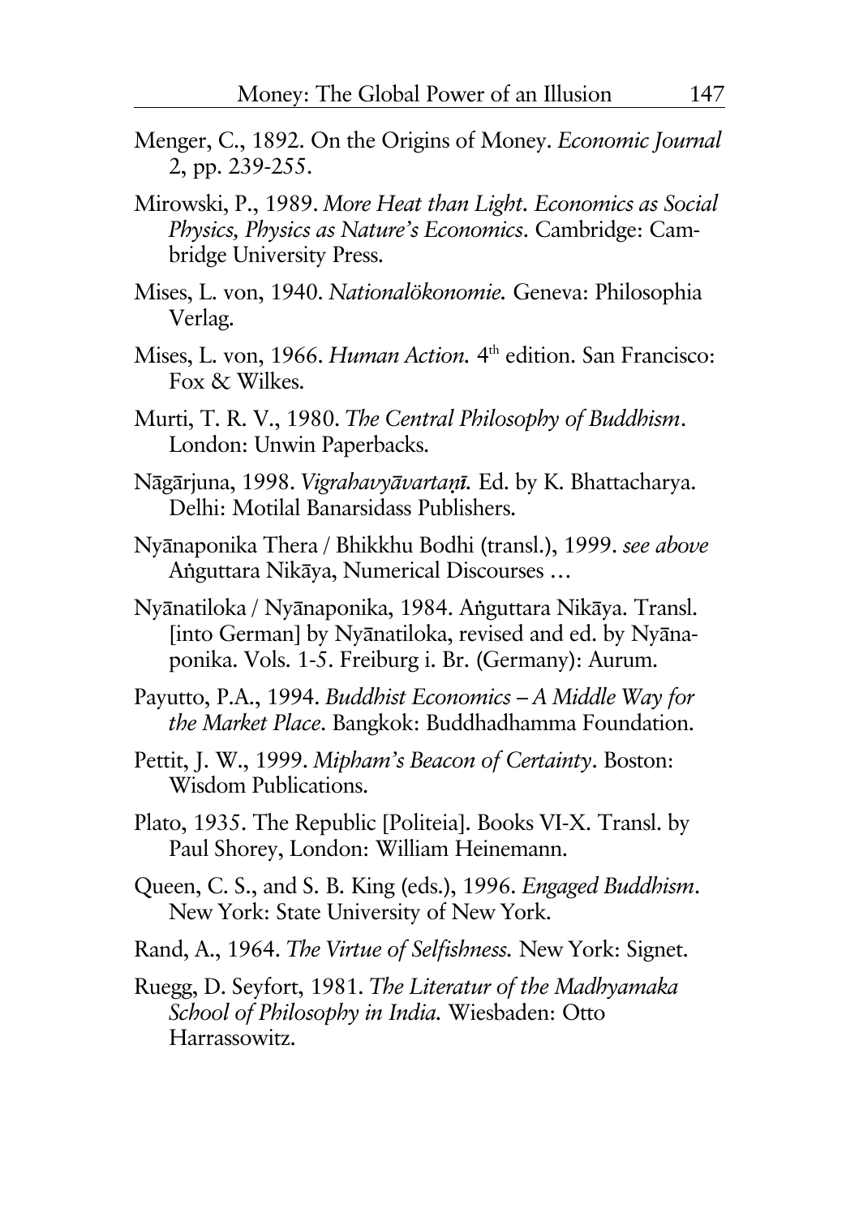Menger, C., 1892. On the Origins of Money. *Economic Journal* 2, pp. 239-255.

Mirowski, P., 1989. *More Heat than Light. Economics as Social Physics, Physics as Nature's Economics*. Cambridge: Cambridge University Press.

Mises, L. von, 1940. *Nationalökonomie.* Geneva: Philosophia Verlag.

Mises, L. von, 1966. *Human Action.* 4th edition. San Francisco: Fox & Wilkes.

Murti, T. R. V., 1980. *The Central Philosophy of Buddhism*. London: Unwin Paperbacks.

Nāgārjuna, 1998. *Vigrahavyāvartaṇī.* Ed. by K. Bhattacharya. Delhi: Motilal Banarsidass Publishers.

Nyānaponika Thera / Bhikkhu Bodhi (transl.), 1999. *see above* Aṅguttara Nikāya, Numerical Discourses …

Nyānatiloka / Nyānaponika, 1984. Aṅguttara Nikāya. Transl. [into German] by Nyānatiloka, revised and ed. by Nyānaponika. Vols. 1-5. Freiburg i. Br. (Germany): Aurum.

Payutto, P.A., 1994. *Buddhist Economics – A Middle Way for the Market Place*. Bangkok: Buddhadhamma Foundation.

Pettit, J. W., 1999. *Mipham's Beacon of Certainty*. Boston: Wisdom Publications.

Plato, 1935. The Republic [Politeia]. Books VI-X. Transl. by Paul Shorey, London: William Heinemann.

Queen, C. S., and S. B. King (eds.), 1996. *Engaged Buddhism*. New York: State University of New York.

Rand, A., 1964. *The Virtue of Selfishness.* New York: Signet.

Ruegg, D. Seyfort, 1981. *The Literatur of the Madhyamaka School of Philosophy in India.* Wiesbaden: Otto Harrassowitz.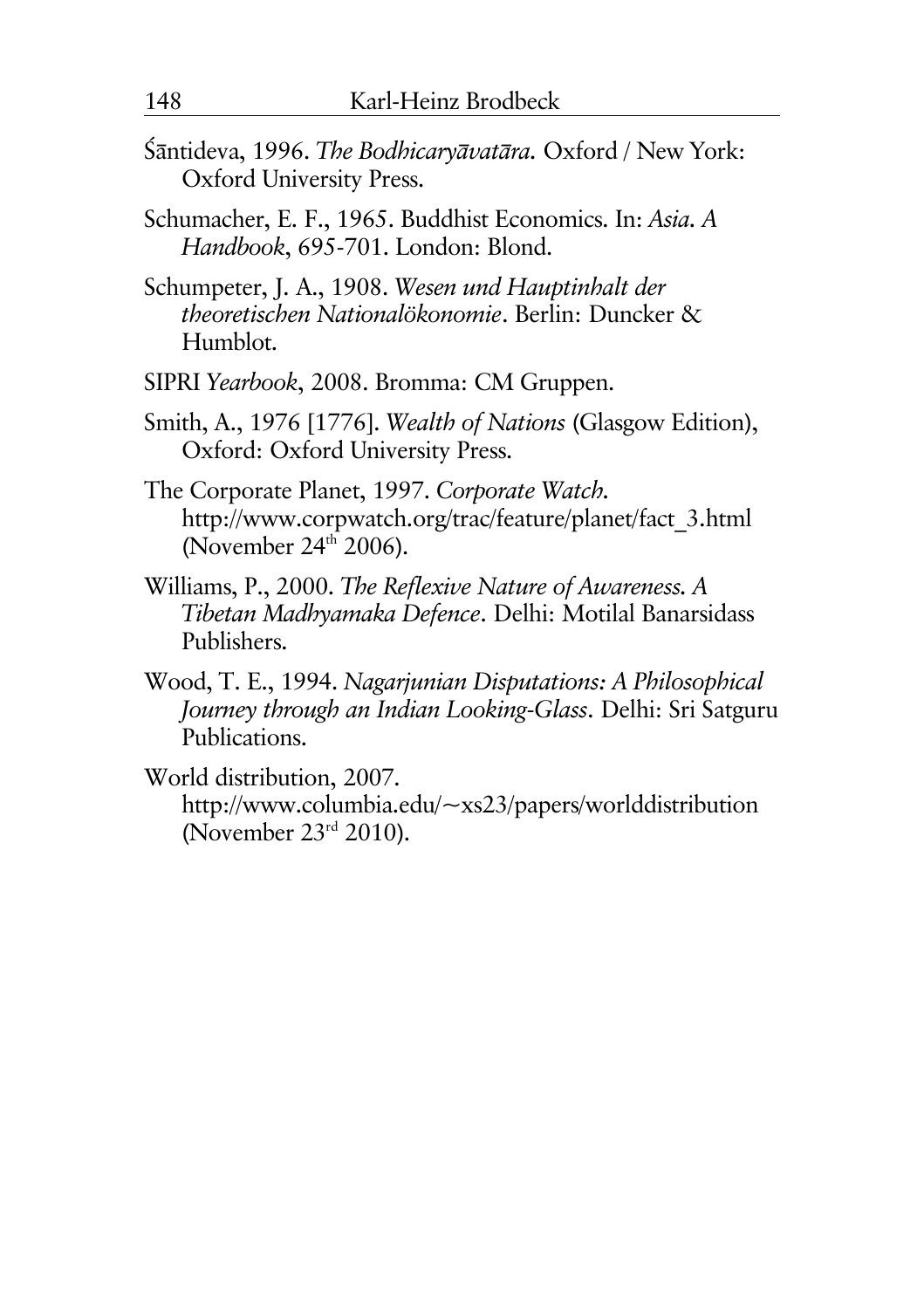Śāntideva, 1996. *The Bodhicaryāvatāra.* Oxford / New York: Oxford University Press.

Schumacher, E. F., 1965. Buddhist Economics. In: *Asia. A Handbook*, 695-701. London: Blond.

Schumpeter, J. A., 1908. *Wesen und Hauptinhalt der theoretischen Nationalökonomie*. Berlin: Duncker & Humblot.

SIPRI *Yearbook*, 2008. Bromma: CM Gruppen.

Smith, A., 1976 [1776]. *Wealth of Nations* (Glasgow Edition), Oxford: Oxford University Press.

The Corporate Planet, 1997. *Corporate Watch.* http://www.corpwatch.org/trac/feature/planet/fact_3.html (November 24th 2006).

Williams, P., 2000. *The Reflexive Nature of Awareness. A Tibetan Madhyamaka Defence*. Delhi: Motilal Banarsidass Publishers.

Wood, T. E., 1994. *Nagarjunian Disputations: A Philosophical Journey through an Indian Looking-Glass*. Delhi: Sri Satguru Publications.

World distribution, 2007. http://www.columbia.edu/~xs23/papers/worlddistribution (November 23rd 2010).